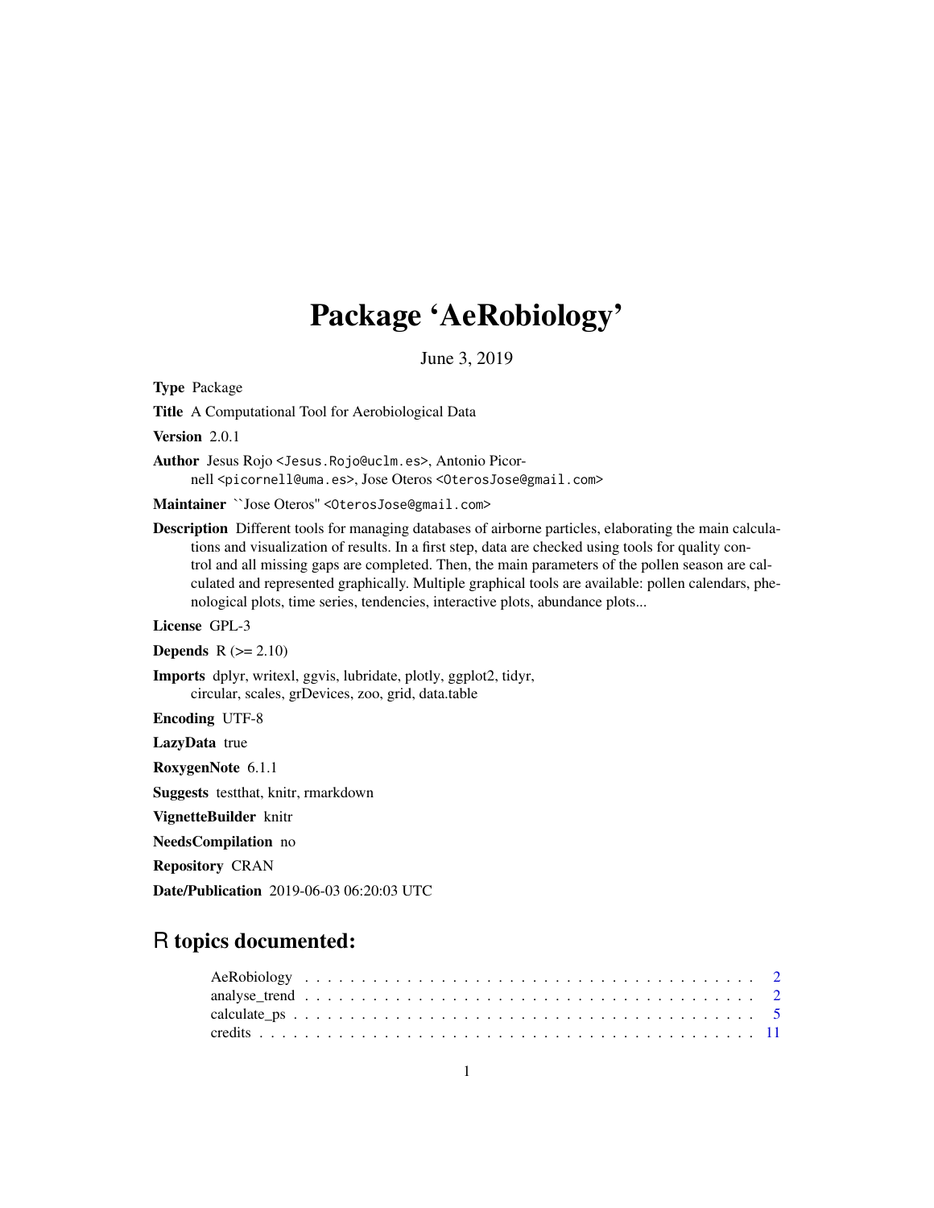# Package 'AeRobiology'

June 3, 2019

**Type** Package

**Title** A Computational Tool for Aerobiological Data

**Version** 2.0.1

**Author** Jesus Rojo <Jesus.Rojo@uclm.es>, Antonio Picornell <picornell@uma.es>, Jose Oteros <OterosJose@gmail.com>

**Maintainer** ``Jose Oteros'' <OterosJose@gmail.com>

**Description** Different tools for managing databases of airborne particles, elaborating the main calculations and visualization of results. In a first step, data are checked using tools for quality control and all missing gaps are completed. Then, the main parameters of the pollen season are calculated and represented graphically. Multiple graphical tools are available: pollen calendars, phenological plots, time series, tendencies, interactive plots, abundance plots...

**License** GPL-3

**Depends** R (>= 2.10)

**Imports** dplyr, writexl, ggvis, lubridate, plotly, ggplot2, tidyr, circular, scales, grDevices, zoo, grid, data.table

**Encoding** UTF-8

**LazyData** true

**RoxygenNote** 6.1.1

**Suggests** testthat, knitr, rmarkdown

**VignetteBuilder** knitr

**NeedsCompilation** no

**Repository** CRAN

**Date/Publication** 2019-06-03 06:20:03 UTC

## R topics documented:

- AeRobiology . . . . . . . . . . . . . . . . . . . . . . . . . . . . . . . . . . . . . . . . 2
- analyse_trend . . . . . . . . . . . . . . . . . . . . . . . . . . . . . . . . . . . . . . . . 2
- calculate_ps . . . . . . . . . . . . . . . . . . . . . . . . . . . . . . . . . . . . . . . . 5
- credits . . . . . . . . . . . . . . . . . . . . . . . . . . . . . . . . . . . . . . . . 11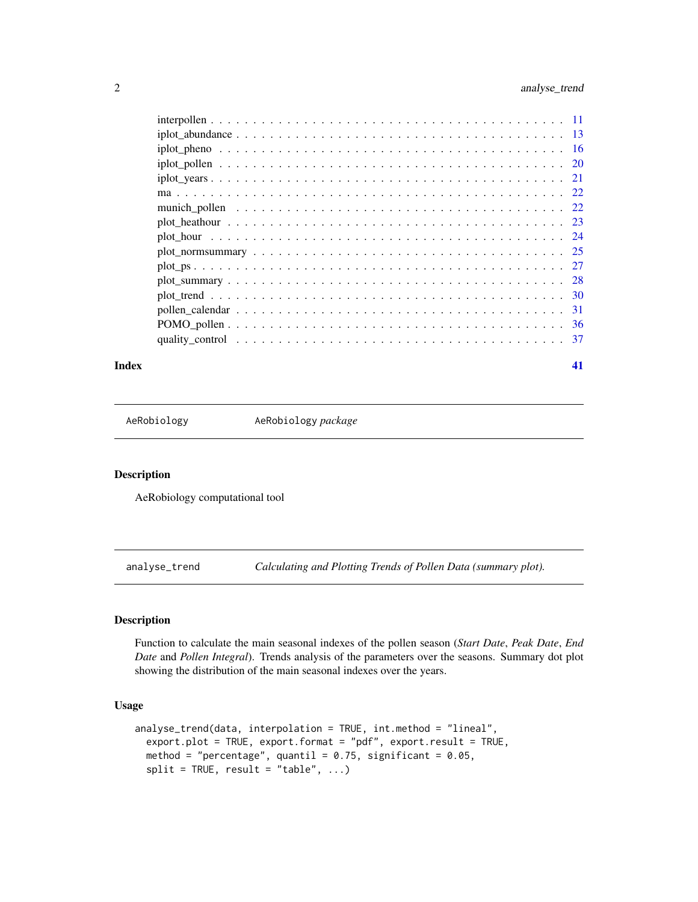| | |
|---|---|
| interpollen | 11 |
| iplot_abundance | 13 |
| iplot_pheno | 16 |
| iplot_pollen | 20 |
| iplot_years | 21 |
| ma | 22 |
| munich_pollen | 22 |
| plot_heathour | 23 |
| plot_hour | 24 |
| plot_normsummary | 25 |
| plot_ps | 27 |
| plot_summary | 28 |
| plot_trend | 30 |
| pollen_calendar | 31 |
| POMO_pollen | 36 |
| quality_control | 37 |

**Index** **41**

---

`AeRobiology` &nbsp;&nbsp;&nbsp;&nbsp; `AeRobiology` *package*

---

## Description

AeRobiology computational tool

---

`analyse_trend` &nbsp;&nbsp;&nbsp;&nbsp; *Calculating and Plotting Trends of Pollen Data (summary plot).*

---

## Description

Function to calculate the main seasonal indexes of the pollen season (*Start Date*, *Peak Date*, *End Date* and *Pollen Integral*). Trends analysis of the parameters over the seasons. Summary dot plot showing the distribution of the main seasonal indexes over the years.

## Usage

```
analyse_trend(data, interpolation = TRUE, int.method = "lineal",
  export.plot = TRUE, export.format = "pdf", export.result = TRUE,
  method = "percentage", quantil = 0.75, significant = 0.05,
  split = TRUE, result = "table", ...)
```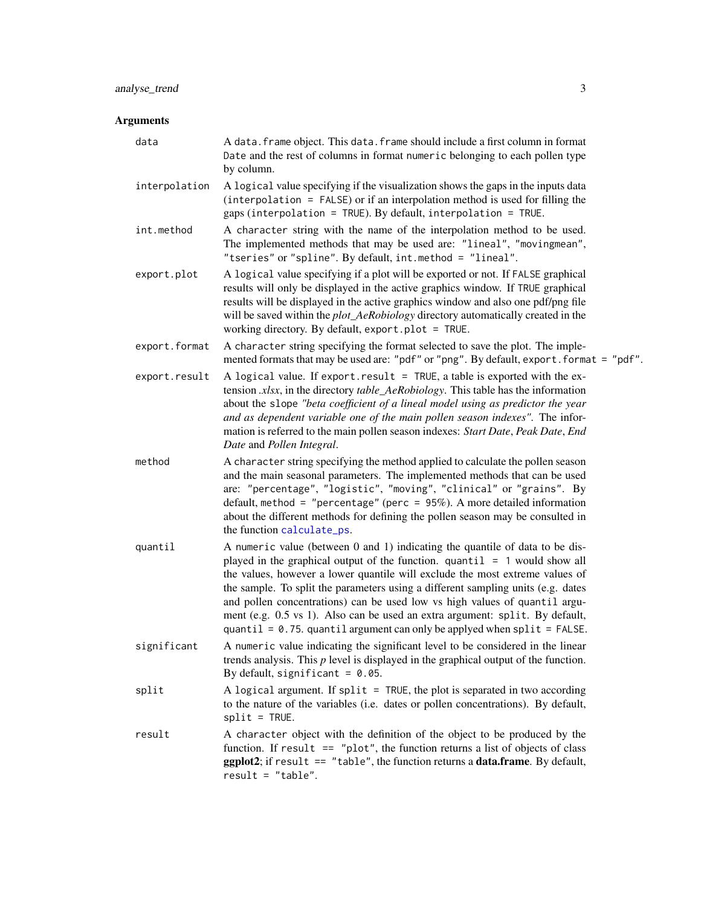## Arguments

**data** A `data.frame` object. This `data.frame` should include a first column in format `Date` and the rest of columns in format `numeric` belonging to each pollen type by column.

**interpolation** A `logical` value specifying if the visualization shows the gaps in the inputs data (`interpolation = FALSE`) or if an interpolation method is used for filling the gaps (`interpolation = TRUE`). By default, `interpolation = TRUE`.

**int.method** A `character` string with the name of the interpolation method to be used. The implemented methods that may be used are: `"lineal"`, `"movingmean"`, `"tseries"` or `"spline"`. By default, `int.method = "lineal"`.

**export.plot** A `logical` value specifying if a plot will be exported or not. If `FALSE` graphical results will only be displayed in the active graphics window. If `TRUE` graphical results will be displayed in the active graphics window and also one pdf/png file will be saved within the *plot_AeRobiology* directory automatically created in the working directory. By default, `export.plot = TRUE`.

**export.format** A `character` string specifying the format selected to save the plot. The implemented formats that may be used are: `"pdf"` or `"png"`. By default, `export.format = "pdf"`.

**export.result** A `logical` value. If `export.result = TRUE`, a table is exported with the extension *.xlsx*, in the directory *table_AeRobiology*. This table has the information about the `slope` *"beta coefficient of a lineal model using as predictor the year and as dependent variable one of the main pollen season indexes"*. The information is referred to the main pollen season indexes: *Start Date*, *Peak Date*, *End Date* and *Pollen Integral*.

**method** A `character` string specifying the method applied to calculate the pollen season and the main seasonal parameters. The implemented methods that can be used are: `"percentage"`, `"logistic"`, `"moving"`, `"clinical"` or `"grains"`. By default, `method = "percentage"` (`perc = 95%`). A more detailed information about the different methods for defining the pollen season may be consulted in the function `calculate_ps`.

**quantil** A `numeric` value (between 0 and 1) indicating the quantile of data to be displayed in the graphical output of the function. `quantil = 1` would show all the values, however a lower quantile will exclude the most extreme values of the sample. To split the parameters using a different sampling units (e.g. dates and pollen concentrations) can be used low vs high values of `quantil` argument (e.g. 0.5 vs 1). Also can be used an extra argument: `split`. By default, `quantil = 0.75`. `quantil` argument can only be applyed when `split = FALSE`.

**significant** A `numeric` value indicating the significant level to be considered in the linear trends analysis. This *p* level is displayed in the graphical output of the function. By default, `significant = 0.05`.

**split** A `logical` argument. If `split = TRUE`, the plot is separated in two according to the nature of the variables (i.e. dates or pollen concentrations). By default, `split = TRUE`.

**result** A `character` object with the definition of the object to be produced by the function. If `result == "plot"`, the function returns a list of objects of class **ggplot2**; if `result == "table"`, the function returns a **data.frame**. By default, `result = "table"`.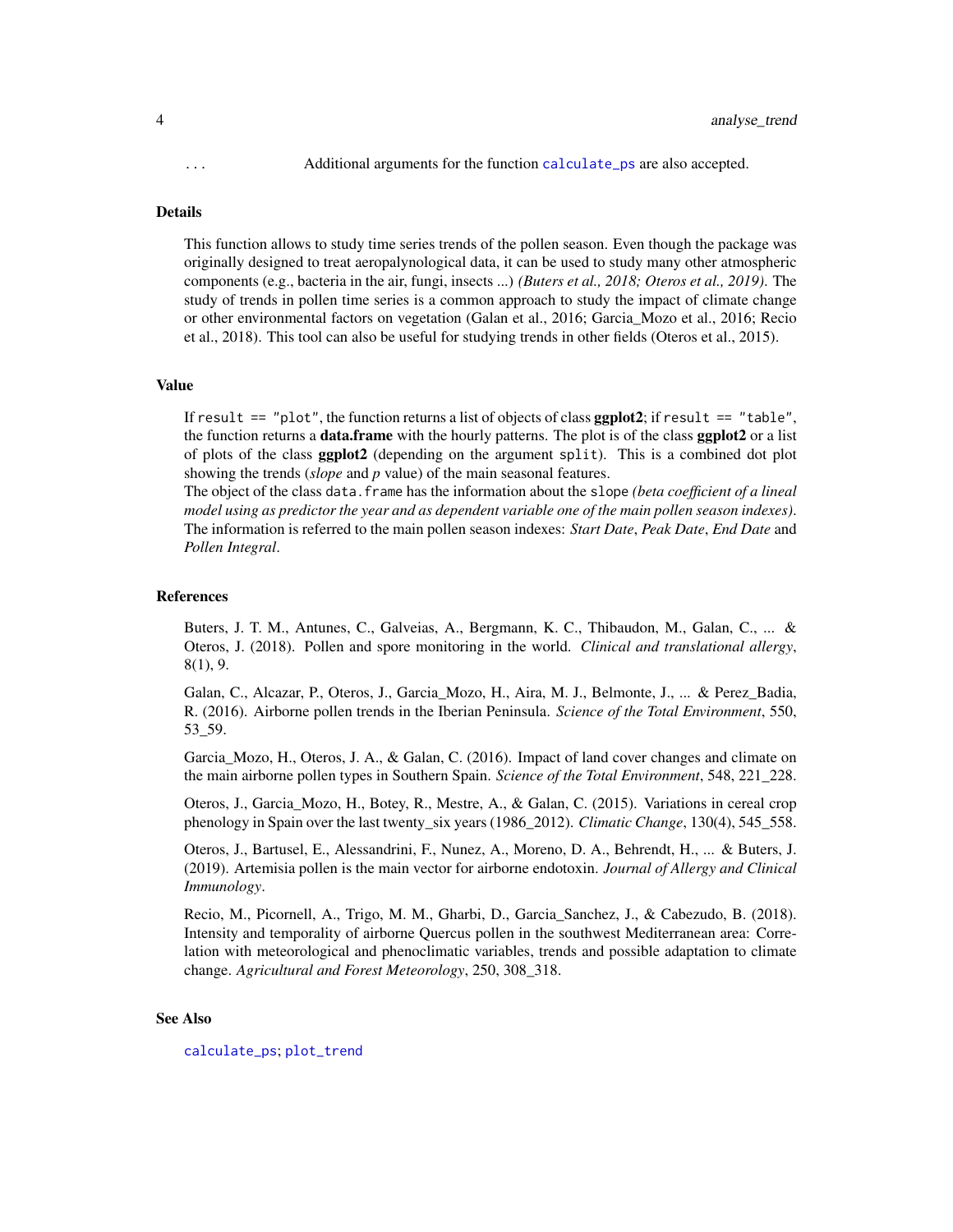... Additional arguments for the function `calculate_ps` are also accepted.

## Details

This function allows to study time series trends of the pollen season. Even though the package was originally designed to treat aeropalynological data, it can be used to study many other atmospheric components (e.g., bacteria in the air, fungi, insects ...) *(Buters et al., 2018; Oteros et al., 2019)*. The study of trends in pollen time series is a common approach to study the impact of climate change or other environmental factors on vegetation (Galan et al., 2016; Garcia_Mozo et al., 2016; Recio et al., 2018). This tool can also be useful for studying trends in other fields (Oteros et al., 2015).

## Value

If `result == "plot"`, the function returns a list of objects of class **ggplot2**; if `result == "table"`, the function returns a **data.frame** with the hourly patterns. The plot is of the class **ggplot2** or a list of plots of the class **ggplot2** (depending on the argument `split`). This is a combined dot plot showing the trends (*slope* and *p* value) of the main seasonal features.

The object of the class `data.frame` has the information about the `slope` *(beta coefficient of a lineal model using as predictor the year and as dependent variable one of the main pollen season indexes)*. The information is referred to the main pollen season indexes: *Start Date*, *Peak Date*, *End Date* and *Pollen Integral*.

## References

Buters, J. T. M., Antunes, C., Galveias, A., Bergmann, K. C., Thibaudon, M., Galan, C., ... & Oteros, J. (2018). Pollen and spore monitoring in the world. *Clinical and translational allergy*, 8(1), 9.

Galan, C., Alcazar, P., Oteros, J., Garcia_Mozo, H., Aira, M. J., Belmonte, J., ... & Perez_Badia, R. (2016). Airborne pollen trends in the Iberian Peninsula. *Science of the Total Environment*, 550, 53_59.

Garcia_Mozo, H., Oteros, J. A., & Galan, C. (2016). Impact of land cover changes and climate on the main airborne pollen types in Southern Spain. *Science of the Total Environment*, 548, 221_228.

Oteros, J., Garcia_Mozo, H., Botey, R., Mestre, A., & Galan, C. (2015). Variations in cereal crop phenology in Spain over the last twenty_six years (1986_2012). *Climatic Change*, 130(4), 545_558.

Oteros, J., Bartusel, E., Alessandrini, F., Nunez, A., Moreno, D. A., Behrendt, H., ... & Buters, J. (2019). Artemisia pollen is the main vector for airborne endotoxin. *Journal of Allergy and Clinical Immunology*.

Recio, M., Picornell, A., Trigo, M. M., Gharbi, D., Garcia_Sanchez, J., & Cabezudo, B. (2018). Intensity and temporality of airborne Quercus pollen in the southwest Mediterranean area: Correlation with meteorological and phenoclimatic variables, trends and possible adaptation to climate change. *Agricultural and Forest Meteorology*, 250, 308_318.

## See Also

`calculate_ps`; `plot_trend`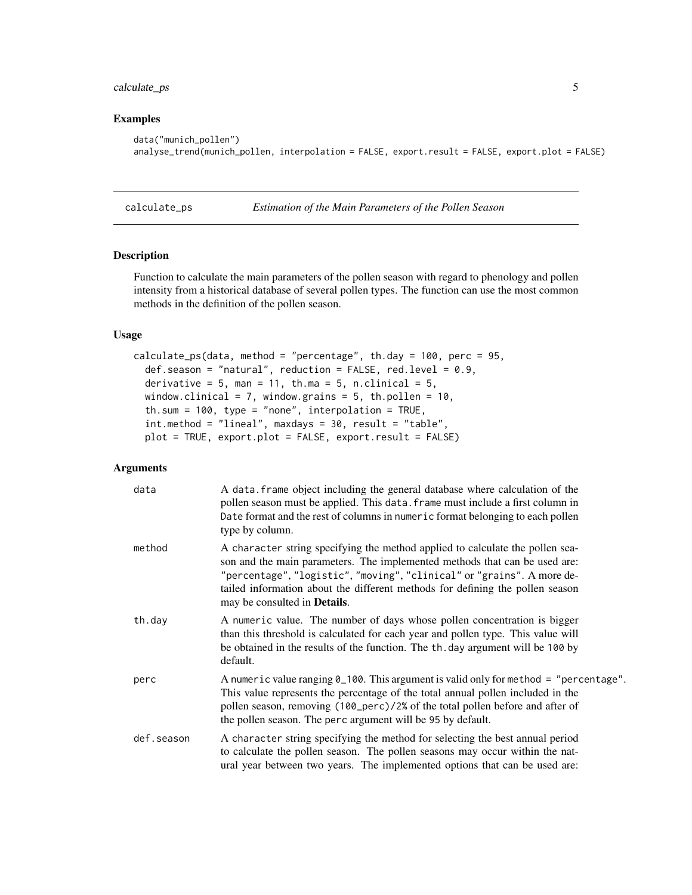## Examples

```
data("munich_pollen")
analyse_trend(munich_pollen, interpolation = FALSE, export.result = FALSE, export.plot = FALSE)
```

---

## calculate_ps — *Estimation of the Main Parameters of the Pollen Season*

---

### Description

Function to calculate the main parameters of the pollen season with regard to phenology and pollen intensity from a historical database of several pollen types. The function can use the most common methods in the definition of the pollen season.

### Usage

```
calculate_ps(data, method = "percentage", th.day = 100, perc = 95,
  def.season = "natural", reduction = FALSE, red.level = 0.9,
  derivative = 5, man = 11, th.ma = 5, n.clinical = 5,
  window.clinical = 7, window.grains = 5, th.pollen = 10,
  th.sum = 100, type = "none", interpolation = TRUE,
  int.method = "lineal", maxdays = 30, result = "table",
  plot = TRUE, export.plot = FALSE, export.result = FALSE)
```

### Arguments

| Argument | Description |
|---|---|
| `data` | A `data.frame` object including the general database where calculation of the pollen season must be applied. This `data.frame` must include a first column in `Date` format and the rest of columns in `numeric` format belonging to each pollen type by column. |
| `method` | A `character` string specifying the method applied to calculate the pollen season and the main parameters. The implemented methods that can be used are: `"percentage"`, `"logistic"`, `"moving"`, `"clinical"` or `"grains"`. A more detailed information about the different methods for defining the pollen season may be consulted in **Details**. |
| `th.day` | A `numeric` value. The number of days whose pollen concentration is bigger than this threshold is calculated for each year and pollen type. This value will be obtained in the results of the function. The `th.day` argument will be `100` by default. |
| `perc` | A `numeric` value ranging `0_100`. This argument is valid only for `method = "percentage"`. This value represents the percentage of the total annual pollen included in the pollen season, removing `(100_perc)/2%` of the total pollen before and after of the pollen season. The `perc` argument will be `95` by default. |
| `def.season` | A `character` string specifying the method for selecting the best annual period to calculate the pollen season. The pollen seasons may occur within the natural year between two years. The implemented options that can be used are: |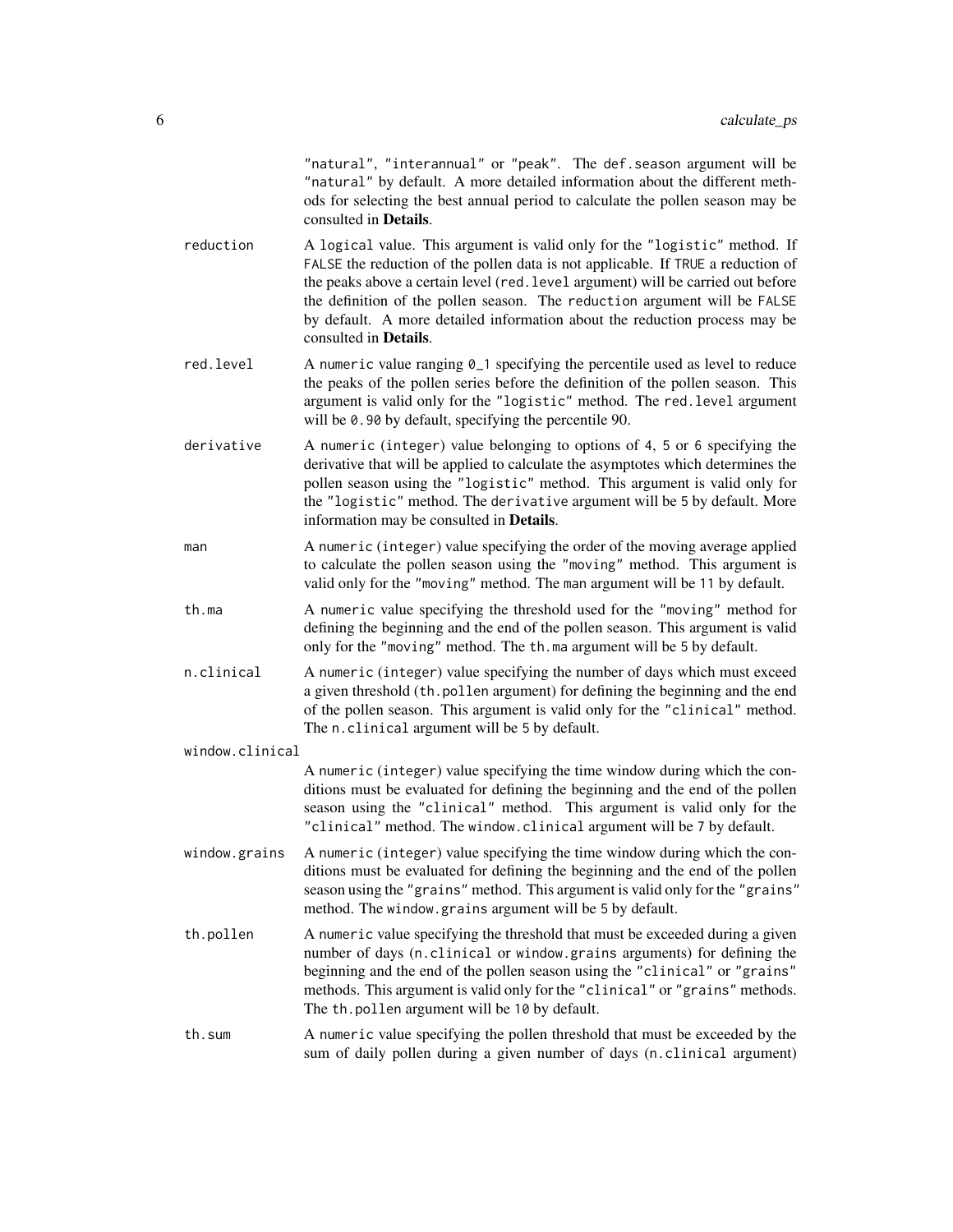"natural", "interannual" or "peak". The def.season argument will be "natural" by default. A more detailed information about the different methods for selecting the best annual period to calculate the pollen season may be consulted in **Details**.

`reduction`
: A logical value. This argument is valid only for the "logistic" method. If FALSE the reduction of the pollen data is not applicable. If TRUE a reduction of the peaks above a certain level (red.level argument) will be carried out before the definition of the pollen season. The reduction argument will be FALSE by default. A more detailed information about the reduction process may be consulted in **Details**.

`red.level`
: A numeric value ranging 0_1 specifying the percentile used as level to reduce the peaks of the pollen series before the definition of the pollen season. This argument is valid only for the "logistic" method. The red.level argument will be 0.90 by default, specifying the percentile 90.

`derivative`
: A numeric (integer) value belonging to options of 4, 5 or 6 specifying the derivative that will be applied to calculate the asymptotes which determines the pollen season using the "logistic" method. This argument is valid only for the "logistic" method. The derivative argument will be 5 by default. More information may be consulted in **Details**.

`man`
: A numeric (integer) value specifying the order of the moving average applied to calculate the pollen season using the "moving" method. This argument is valid only for the "moving" method. The man argument will be 11 by default.

`th.ma`
: A numeric value specifying the threshold used for the "moving" method for defining the beginning and the end of the pollen season. This argument is valid only for the "moving" method. The th.ma argument will be 5 by default.

`n.clinical`
: A numeric (integer) value specifying the number of days which must exceed a given threshold (th.pollen argument) for defining the beginning and the end of the pollen season. This argument is valid only for the "clinical" method. The n.clinical argument will be 5 by default.

`window.clinical`
: A numeric (integer) value specifying the time window during which the conditions must be evaluated for defining the beginning and the end of the pollen season using the "clinical" method. This argument is valid only for the "clinical" method. The window.clinical argument will be 7 by default.

`window.grains`
: A numeric (integer) value specifying the time window during which the conditions must be evaluated for defining the beginning and the end of the pollen season using the "grains" method. This argument is valid only for the "grains" method. The window.grains argument will be 5 by default.

`th.pollen`
: A numeric value specifying the threshold that must be exceeded during a given number of days (n.clinical or window.grains arguments) for defining the beginning and the end of the pollen season using the "clinical" or "grains" methods. This argument is valid only for the "clinical" or "grains" methods. The th.pollen argument will be 10 by default.

`th.sum`
: A numeric value specifying the pollen threshold that must be exceeded by the sum of daily pollen during a given number of days (n.clinical argument)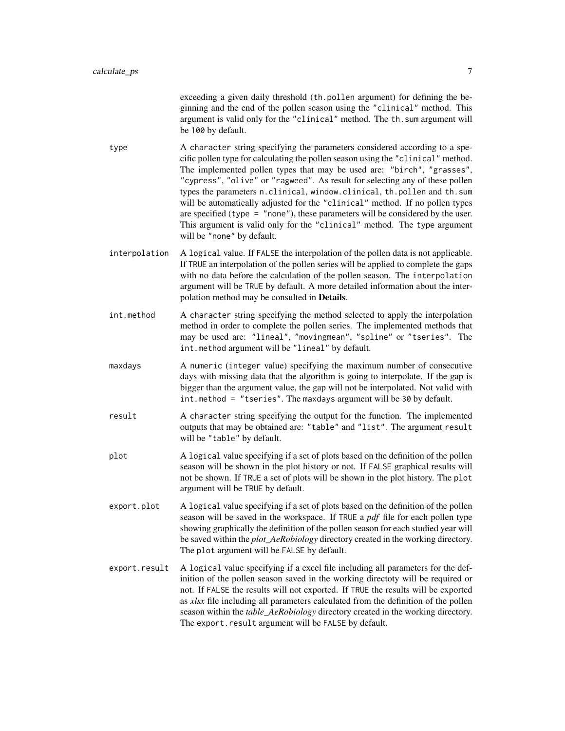exceeding a given daily threshold (`th.pollen` argument) for defining the beginning and the end of the pollen season using the `"clinical"` method. This argument is valid only for the `"clinical"` method. The `th.sum` argument will be `100` by default.

**type**
: A `character` string specifying the parameters considered according to a specific pollen type for calculating the pollen season using the `"clinical"` method. The implemented pollen types that may be used are: `"birch"`, `"grasses"`, `"cypress"`, `"olive"` or `"ragweed"`. As result for selecting any of these pollen types the parameters `n.clinical`, `window.clinical`, `th.pollen` and `th.sum` will be automatically adjusted for the `"clinical"` method. If no pollen types are specified (`type = "none"`), these parameters will be considered by the user. This argument is valid only for the `"clinical"` method. The `type` argument will be `"none"` by default.

**interpolation**
: A `logical` value. If `FALSE` the interpolation of the pollen data is not applicable. If `TRUE` an interpolation of the pollen series will be applied to complete the gaps with no data before the calculation of the pollen season. The `interpolation` argument will be `TRUE` by default. A more detailed information about the interpolation method may be consulted in **Details**.

**int.method**
: A `character` string specifying the method selected to apply the interpolation method in order to complete the pollen series. The implemented methods that may be used are: `"lineal"`, `"movingmean"`, `"spline"` or `"tseries"`. The `int.method` argument will be `"lineal"` by default.

**maxdays**
: A `numeric (integer value)` specifying the maximum number of consecutive days with missing data that the algorithm is going to interpolate. If the gap is bigger than the argument value, the gap will not be interpolated. Not valid with `int.method = "tseries"`. The `maxdays` argument will be `30` by default.

**result**
: A `character` string specifying the output for the function. The implemented outputs that may be obtained are: `"table"` and `"list"`. The argument `result` will be `"table"` by default.

**plot**
: A `logical` value specifying if a set of plots based on the definition of the pollen season will be shown in the plot history or not. If `FALSE` graphical results will not be shown. If `TRUE` a set of plots will be shown in the plot history. The `plot` argument will be `TRUE` by default.

**export.plot**
: A `logical` value specifying if a set of plots based on the definition of the pollen season will be saved in the workspace. If `TRUE` a *pdf* file for each pollen type showing graphically the definition of the pollen season for each studied year will be saved within the *plot_AeRobiology* directory created in the working directory. The `plot` argument will be `FALSE` by default.

**export.result**
: A `logical` value specifying if a excel file including all parameters for the definition of the pollen season saved in the working directoty will be required or not. If `FALSE` the results will not exported. If `TRUE` the results will be exported as *xlsx* file including all parameters calculated from the definition of the pollen season within the *table_AeRobiology* directory created in the working directory. The `export.result` argument will be `FALSE` by default.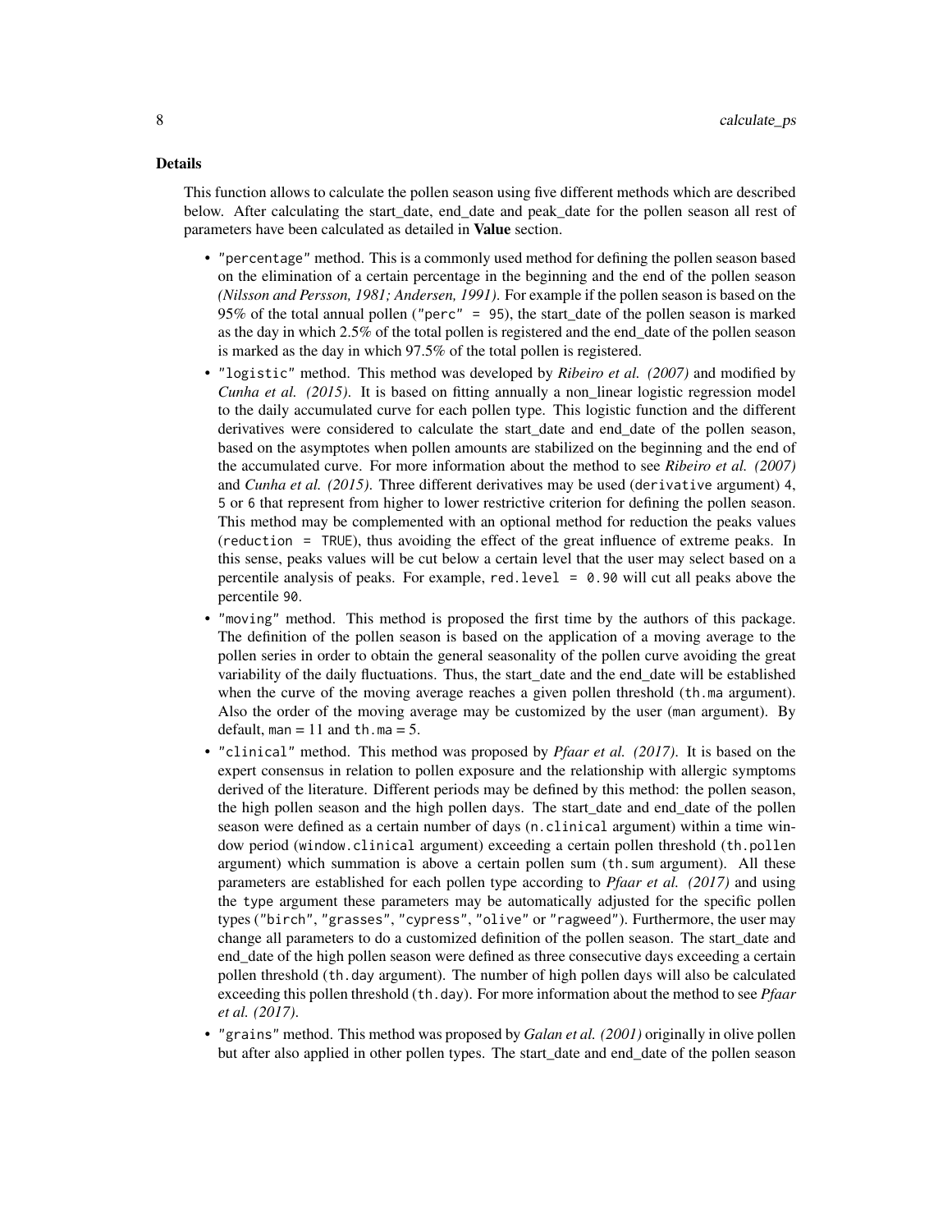### Details

This function allows to calculate the pollen season using five different methods which are described below. After calculating the start_date, end_date and peak_date for the pollen season all rest of parameters have been calculated as detailed in **Value** section.

- `"percentage"` method. This is a commonly used method for defining the pollen season based on the elimination of a certain percentage in the beginning and the end of the pollen season *(Nilsson and Persson, 1981; Andersen, 1991)*. For example if the pollen season is based on the 95% of the total annual pollen (`"perc" = 95`), the start_date of the pollen season is marked as the day in which 2.5% of the total pollen is registered and the end_date of the pollen season is marked as the day in which 97.5% of the total pollen is registered.
- `"logistic"` method. This method was developed by *Ribeiro et al. (2007)* and modified by *Cunha et al. (2015)*. It is based on fitting annually a non_linear logistic regression model to the daily accumulated curve for each pollen type. This logistic function and the different derivatives were considered to calculate the start_date and end_date of the pollen season, based on the asymptotes when pollen amounts are stabilized on the beginning and the end of the accumulated curve. For more information about the method to see *Ribeiro et al. (2007)* and *Cunha et al. (2015)*. Three different derivatives may be used (`derivative` argument) `4`, `5` or `6` that represent from higher to lower restrictive criterion for defining the pollen season. This method may be complemented with an optional method for reduction the peaks values (`reduction = TRUE`), thus avoiding the effect of the great influence of extreme peaks. In this sense, peaks values will be cut below a certain level that the user may select based on a percentile analysis of peaks. For example, `red.level = 0.90` will cut all peaks above the percentile `90`.
- `"moving"` method. This method is proposed the first time by the authors of this package. The definition of the pollen season is based on the application of a moving average to the pollen series in order to obtain the general seasonality of the pollen curve avoiding the great variability of the daily fluctuations. Thus, the start_date and the end_date will be established when the curve of the moving average reaches a given pollen threshold (`th.ma` argument). Also the order of the moving average may be customized by the user (`man` argument). By default, `man` = 11 and `th.ma` = 5.
- `"clinical"` method. This method was proposed by *Pfaar et al. (2017)*. It is based on the expert consensus in relation to pollen exposure and the relationship with allergic symptoms derived of the literature. Different periods may be defined by this method: the pollen season, the high pollen season and the high pollen days. The start_date and end_date of the pollen season were defined as a certain number of days (`n.clinical` argument) within a time window period (`window.clinical` argument) exceeding a certain pollen threshold (`th.pollen` argument) which summation is above a certain pollen sum (`th.sum` argument). All these parameters are established for each pollen type according to *Pfaar et al. (2017)* and using the `type` argument these parameters may be automatically adjusted for the specific pollen types (`"birch"`, `"grasses"`, `"cypress"`, `"olive"` or `"ragweed"`). Furthermore, the user may change all parameters to do a customized definition of the pollen season. The start_date and end_date of the high pollen season were defined as three consecutive days exceeding a certain pollen threshold (`th.day` argument). The number of high pollen days will also be calculated exceeding this pollen threshold (`th.day`). For more information about the method to see *Pfaar et al. (2017)*.
- `"grains"` method. This method was proposed by *Galan et al. (2001)* originally in olive pollen but after also applied in other pollen types. The start_date and end_date of the pollen season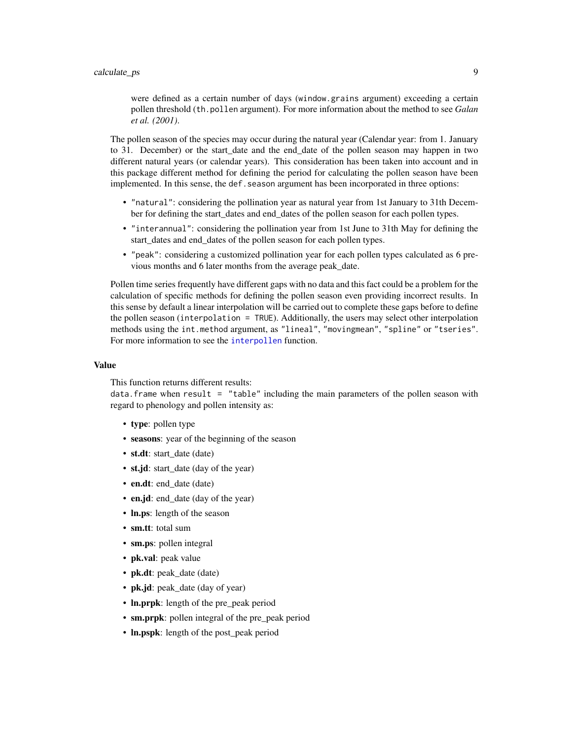were defined as a certain number of days (`window.grains` argument) exceeding a certain pollen threshold (`th.pollen` argument). For more information about the method to see *Galan et al. (2001)*.

The pollen season of the species may occur during the natural year (Calendar year: from 1. January to 31. December) or the start_date and the end_date of the pollen season may happen in two different natural years (or calendar years). This consideration has been taken into account and in this package different method for defining the period for calculating the pollen season have been implemented. In this sense, the `def.season` argument has been incorporated in three options:

- `"natural"`: considering the pollination year as natural year from 1st January to 31th December for defining the start_dates and end_dates of the pollen season for each pollen types.
- `"interannual"`: considering the pollination year from 1st June to 31th May for defining the start_dates and end_dates of the pollen season for each pollen types.
- `"peak"`: considering a customized pollination year for each pollen types calculated as 6 previous months and 6 later months from the average peak_date.

Pollen time series frequently have different gaps with no data and this fact could be a problem for the calculation of specific methods for defining the pollen season even providing incorrect results. In this sense by default a linear interpolation will be carried out to complete these gaps before to define the pollen season (`interpolation = TRUE`). Additionally, the users may select other interpolation methods using the `int.method` argument, as `"lineal"`, `"movingmean"`, `"spline"` or `"tseries"`. For more information to see the `interpollen` function.

## Value

This function returns different results:
`data.frame` when `result = "table"` including the main parameters of the pollen season with regard to phenology and pollen intensity as:

- **type**: pollen type
- **seasons**: year of the beginning of the season
- **st.dt**: start_date (date)
- **st.jd**: start_date (day of the year)
- **en.dt**: end_date (date)
- **en.jd**: end_date (day of the year)
- **ln.ps**: length of the season
- **sm.tt**: total sum
- **sm.ps**: pollen integral
- **pk.val**: peak value
- **pk.dt**: peak_date (date)
- **pk.jd**: peak_date (day of year)
- **ln.prpk**: length of the pre_peak period
- **sm.prpk**: pollen integral of the pre_peak period
- **ln.pspk**: length of the post_peak period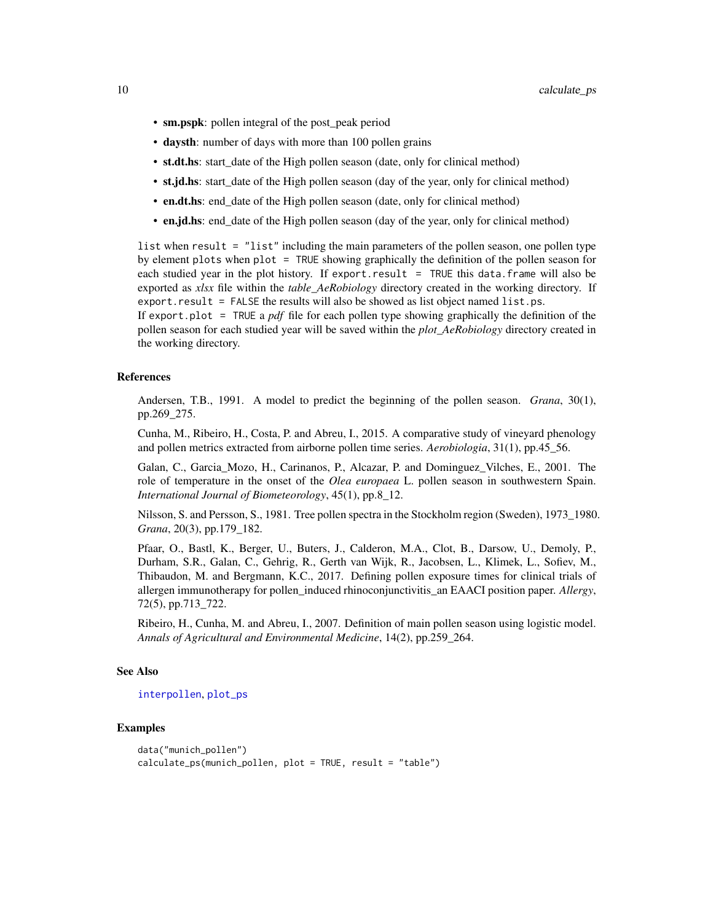- **sm.pspk**: pollen integral of the post_peak period
- **daysth**: number of days with more than 100 pollen grains
- **st.dt.hs**: start_date of the High pollen season (date, only for clinical method)
- **st.jd.hs**: start_date of the High pollen season (day of the year, only for clinical method)
- **en.dt.hs**: end_date of the High pollen season (date, only for clinical method)
- **en.jd.hs**: end_date of the High pollen season (day of the year, only for clinical method)

`list` when `result = "list"` including the main parameters of the pollen season, one pollen type by element `plots` when `plot = TRUE` showing graphically the definition of the pollen season for each studied year in the plot history. If `export.result = TRUE` this `data.frame` will also be exported as *xlsx* file within the *table_AeRobiology* directory created in the working directory. If `export.result = FALSE` the results will also be showed as list object named `list.ps`.
If `export.plot = TRUE` a *pdf* file for each pollen type showing graphically the definition of the pollen season for each studied year will be saved within the *plot_AeRobiology* directory created in the working directory.

### References

Andersen, T.B., 1991. A model to predict the beginning of the pollen season. *Grana*, 30(1), pp.269_275.

Cunha, M., Ribeiro, H., Costa, P. and Abreu, I., 2015. A comparative study of vineyard phenology and pollen metrics extracted from airborne pollen time series. *Aerobiologia*, 31(1), pp.45_56.

Galan, C., Garcia_Mozo, H., Carinanos, P., Alcazar, P. and Dominguez_Vilches, E., 2001. The role of temperature in the onset of the *Olea europaea* L. pollen season in southwestern Spain. *International Journal of Biometeorology*, 45(1), pp.8_12.

Nilsson, S. and Persson, S., 1981. Tree pollen spectra in the Stockholm region (Sweden), 1973_1980. *Grana*, 20(3), pp.179_182.

Pfaar, O., Bastl, K., Berger, U., Buters, J., Calderon, M.A., Clot, B., Darsow, U., Demoly, P., Durham, S.R., Galan, C., Gehrig, R., Gerth van Wijk, R., Jacobsen, L., Klimek, L., Sofiev, M., Thibaudon, M. and Bergmann, K.C., 2017. Defining pollen exposure times for clinical trials of allergen immunotherapy for pollen_induced rhinoconjunctivitis_an EAACI position paper. *Allergy*, 72(5), pp.713_722.

Ribeiro, H., Cunha, M. and Abreu, I., 2007. Definition of main pollen season using logistic model. *Annals of Agricultural and Environmental Medicine*, 14(2), pp.259_264.

### See Also

`interpollen`, `plot_ps`

### Examples

```
data("munich_pollen")
calculate_ps(munich_pollen, plot = TRUE, result = "table")
```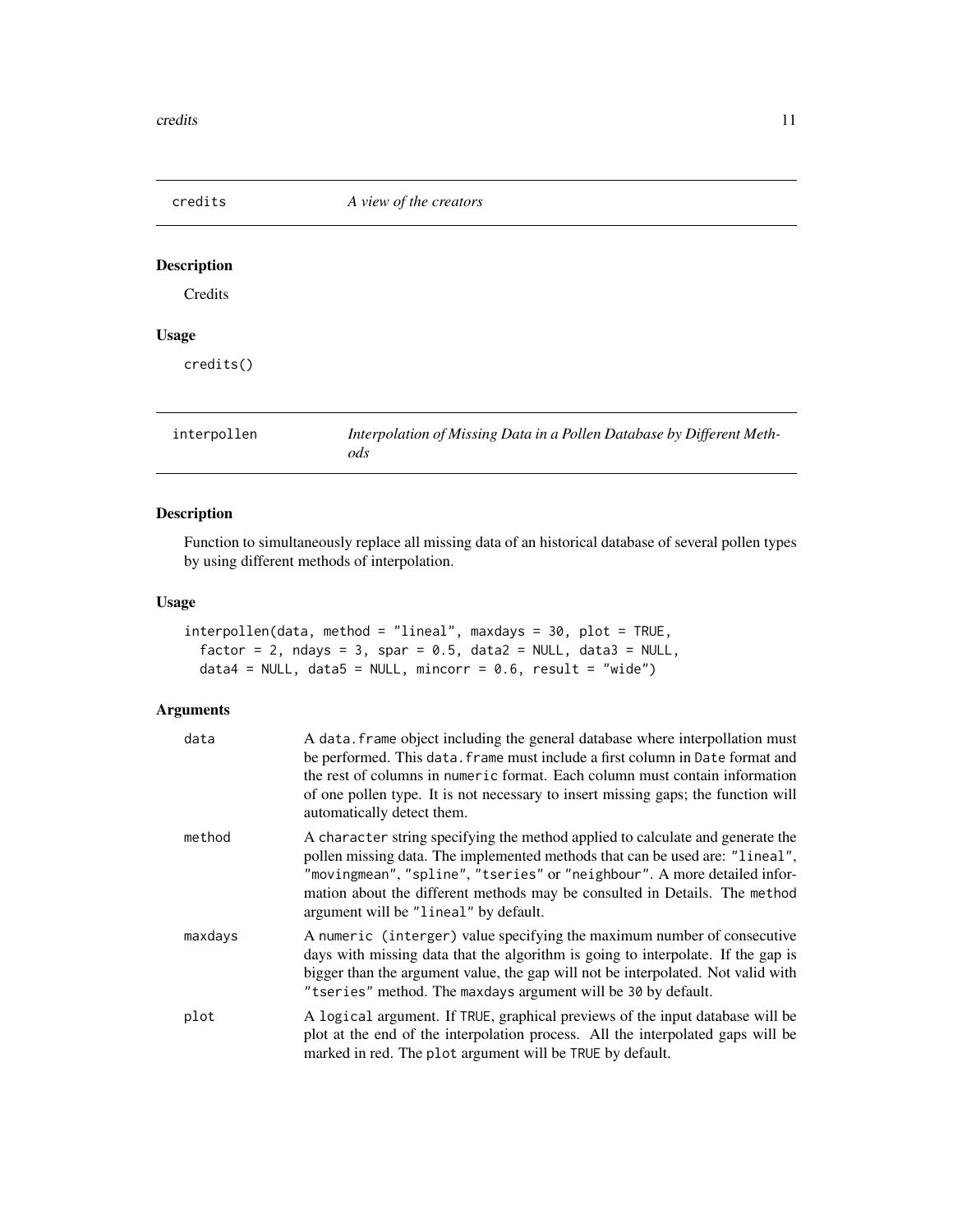## credits — *A view of the creators*

### Description

Credits

### Usage

```
credits()
```

## interpollen — *Interpolation of Missing Data in a Pollen Database by Different Methods*

### Description

Function to simultaneously replace all missing data of an historical database of several pollen types by using different methods of interpolation.

### Usage

```
interpollen(data, method = "lineal", maxdays = 30, plot = TRUE,
  factor = 2, ndays = 3, spar = 0.5, data2 = NULL, data3 = NULL,
  data4 = NULL, data5 = NULL, mincorr = 0.6, result = "wide")
```

### Arguments

| | |
|---|---|
| data | A `data.frame` object including the general database where interpollation must be performed. This `data.frame` must include a first column in `Date` format and the rest of columns in `numeric` format. Each column must contain information of one pollen type. It is not necessary to insert missing gaps; the function will automatically detect them. |
| method | A `character` string specifying the method applied to calculate and generate the pollen missing data. The implemented methods that can be used are: `"lineal"`, `"movingmean"`, `"spline"`, `"tseries"` or `"neighbour"`. A more detailed information about the different methods may be consulted in Details. The `method` argument will be `"lineal"` by default. |
| maxdays | A `numeric (interger)` value specifying the maximum number of consecutive days with missing data that the algorithm is going to interpolate. If the gap is bigger than the argument value, the gap will not be interpolated. Not valid with `"tseries"` method. The `maxdays` argument will be `30` by default. |
| plot | A `logical` argument. If `TRUE`, graphical previews of the input database will be plot at the end of the interpolation process. All the interpolated gaps will be marked in red. The `plot` argument will be `TRUE` by default. |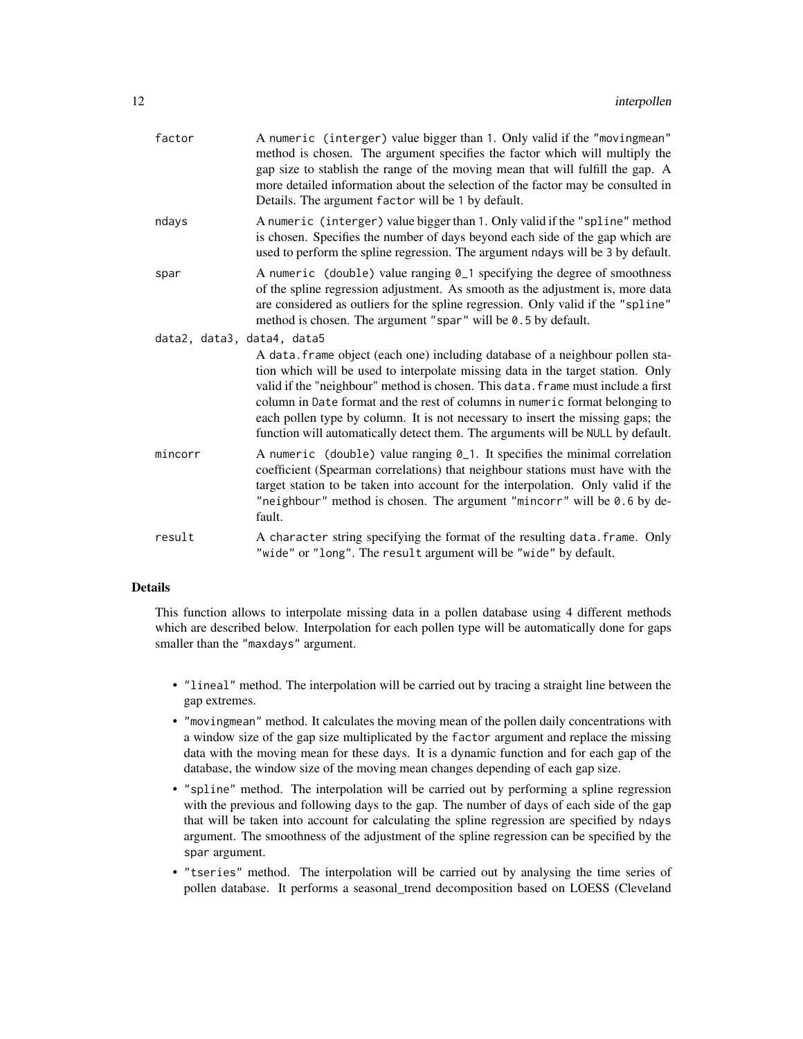factor
: A numeric (interger) value bigger than 1. Only valid if the "movingmean" method is chosen. The argument specifies the factor which will multiply the gap size to stablish the range of the moving mean that will fulfill the gap. A more detailed information about the selection of the factor may be consulted in Details. The argument factor will be 1 by default.

ndays
: A numeric (interger) value bigger than 1. Only valid if the "spline" method is chosen. Specifies the number of days beyond each side of the gap which are used to perform the spline regression. The argument ndays will be 3 by default.

spar
: A numeric (double) value ranging 0_1 specifying the degree of smoothness of the spline regression adjustment. As smooth as the adjustment is, more data are considered as outliers for the spline regression. Only valid if the "spline" method is chosen. The argument "spar" will be 0.5 by default.

data2, data3, data4, data5
: A data.frame object (each one) including database of a neighbour pollen station which will be used to interpolate missing data in the target station. Only valid if the "neighbour" method is chosen. This data.frame must include a first column in Date format and the rest of columns in numeric format belonging to each pollen type by column. It is not necessary to insert the missing gaps; the function will automatically detect them. The arguments will be NULL by default.

mincorr
: A numeric (double) value ranging 0_1. It specifies the minimal correlation coefficient (Spearman correlations) that neighbour stations must have with the target station to be taken into account for the interpolation. Only valid if the "neighbour" method is chosen. The argument "mincorr" will be 0.6 by default.

result
: A character string specifying the format of the resulting data.frame. Only "wide" or "long". The result argument will be "wide" by default.

## Details

This function allows to interpolate missing data in a pollen database using 4 different methods which are described below. Interpolation for each pollen type will be automatically done for gaps smaller than the "maxdays" argument.

- "lineal" method. The interpolation will be carried out by tracing a straight line between the gap extremes.
- "movingmean" method. It calculates the moving mean of the pollen daily concentrations with a window size of the gap size multiplicated by the factor argument and replace the missing data with the moving mean for these days. It is a dynamic function and for each gap of the database, the window size of the moving mean changes depending of each gap size.
- "spline" method. The interpolation will be carried out by performing a spline regression with the previous and following days to the gap. The number of days of each side of the gap that will be taken into account for calculating the spline regression are specified by ndays argument. The smoothness of the adjustment of the spline regression can be specified by the spar argument.
- "tseries" method. The interpolation will be carried out by analysing the time series of pollen database. It performs a seasonal_trend decomposition based on LOESS (Cleveland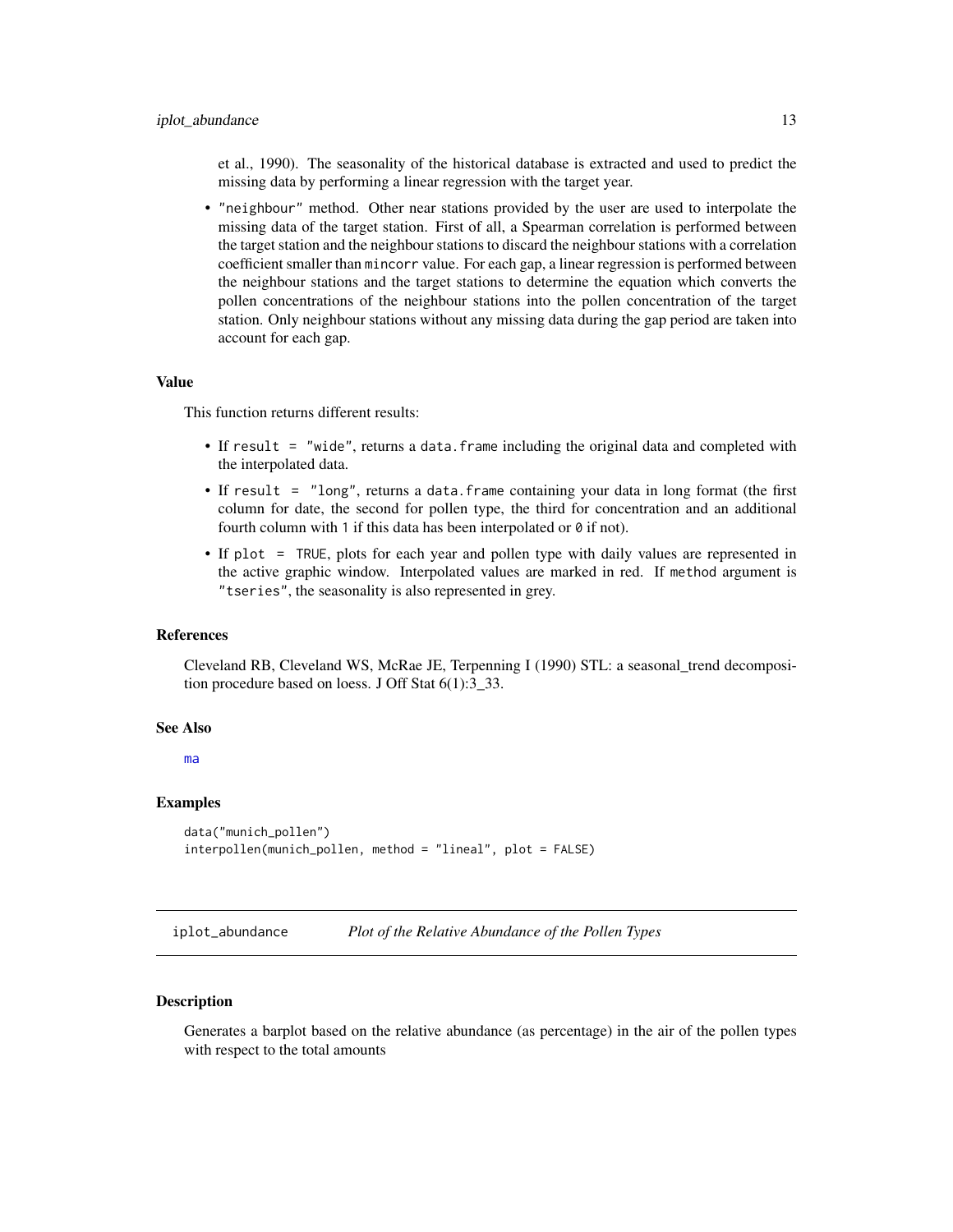et al., 1990). The seasonality of the historical database is extracted and used to predict the missing data by performing a linear regression with the target year.

- "neighbour" method. Other near stations provided by the user are used to interpolate the missing data of the target station. First of all, a Spearman correlation is performed between the target station and the neighbour stations to discard the neighbour stations with a correlation coefficient smaller than mincorr value. For each gap, a linear regression is performed between the neighbour stations and the target stations to determine the equation which converts the pollen concentrations of the neighbour stations into the pollen concentration of the target station. Only neighbour stations without any missing data during the gap period are taken into account for each gap.

### Value

This function returns different results:

- If result = "wide", returns a data.frame including the original data and completed with the interpolated data.
- If result = "long", returns a data.frame containing your data in long format (the first column for date, the second for pollen type, the third for concentration and an additional fourth column with 1 if this data has been interpolated or 0 if not).
- If plot = TRUE, plots for each year and pollen type with daily values are represented in the active graphic window. Interpolated values are marked in red. If method argument is "tseries", the seasonality is also represented in grey.

### References

Cleveland RB, Cleveland WS, McRae JE, Terpenning I (1990) STL: a seasonal_trend decomposition procedure based on loess. J Off Stat 6(1):3_33.

### See Also

ma

### Examples

```
data("munich_pollen")
interpollen(munich_pollen, method = "lineal", plot = FALSE)
```

---

## iplot_abundance &nbsp;&nbsp;&nbsp;&nbsp; *Plot of the Relative Abundance of the Pollen Types*

---

### Description

Generates a barplot based on the relative abundance (as percentage) in the air of the pollen types with respect to the total amounts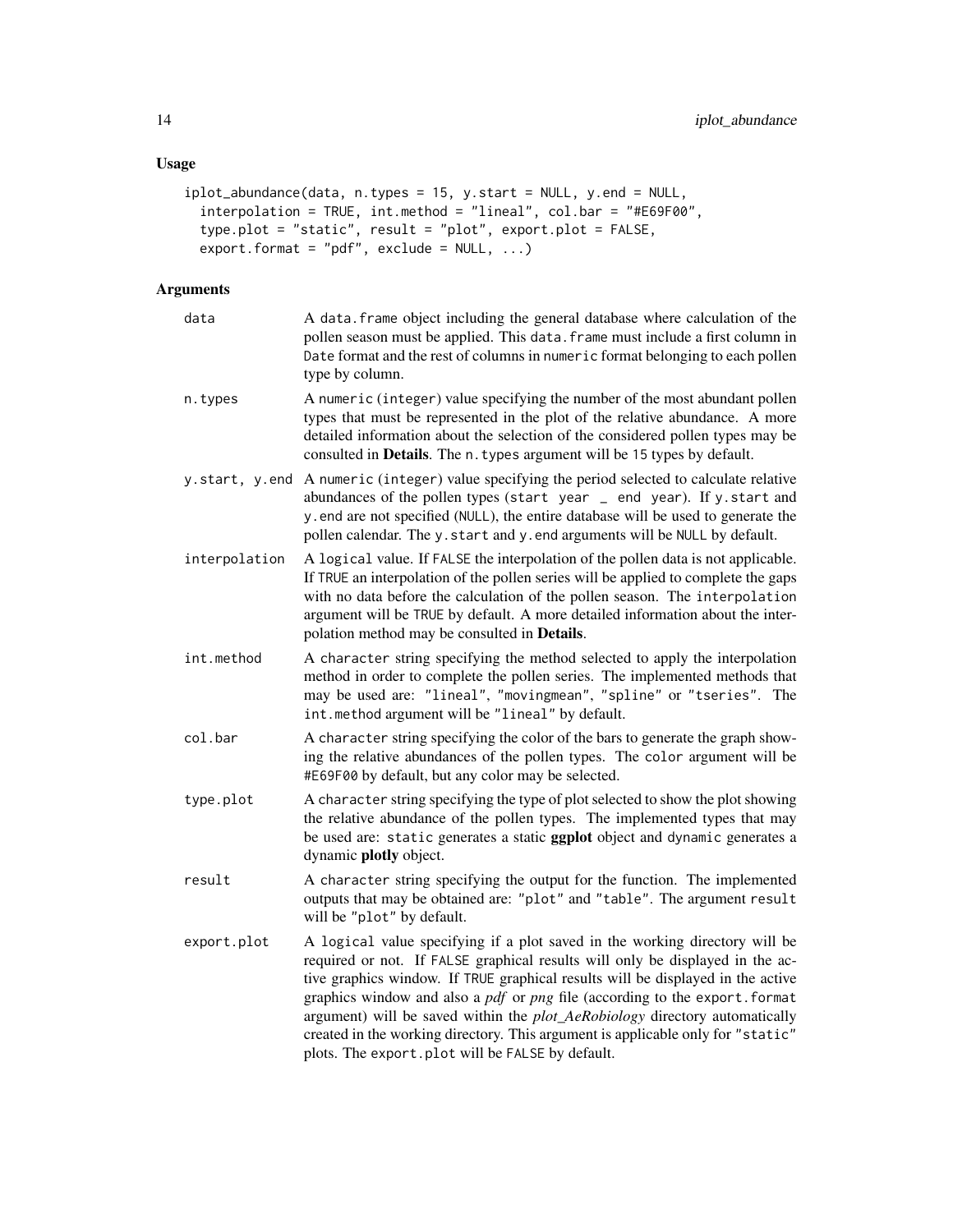## Usage

```
iplot_abundance(data, n.types = 15, y.start = NULL, y.end = NULL,
  interpolation = TRUE, int.method = "lineal", col.bar = "#E69F00",
  type.plot = "static", result = "plot", export.plot = FALSE,
  export.format = "pdf", exclude = NULL, ...)
```

## Arguments

- `data` — A `data.frame` object including the general database where calculation of the pollen season must be applied. This `data.frame` must include a first column in `Date` format and the rest of columns in `numeric` format belonging to each pollen type by column.

- `n.types` — A `numeric` (`integer`) value specifying the number of the most abundant pollen types that must be represented in the plot of the relative abundance. A more detailed information about the selection of the considered pollen types may be consulted in **Details**. The `n.types` argument will be `15` types by default.

- `y.start, y.end` — A `numeric` (`integer`) value specifying the period selected to calculate relative abundances of the pollen types (`start year _ end year`). If `y.start` and `y.end` are not specified (`NULL`), the entire database will be used to generate the pollen calendar. The `y.start` and `y.end` arguments will be `NULL` by default.

- `interpolation` — A `logical` value. If `FALSE` the interpolation of the pollen data is not applicable. If `TRUE` an interpolation of the pollen series will be applied to complete the gaps with no data before the calculation of the pollen season. The `interpolation` argument will be `TRUE` by default. A more detailed information about the interpolation method may be consulted in **Details**.

- `int.method` — A `character` string specifying the method selected to apply the interpolation method in order to complete the pollen series. The implemented methods that may be used are: `"lineal"`, `"movingmean"`, `"spline"` or `"tseries"`. The `int.method` argument will be `"lineal"` by default.

- `col.bar` — A `character` string specifying the color of the bars to generate the graph showing the relative abundances of the pollen types. The `color` argument will be `#E69F00` by default, but any color may be selected.

- `type.plot` — A `character` string specifying the type of plot selected to show the plot showing the relative abundance of the pollen types. The implemented types that may be used are: `static` generates a static **ggplot** object and `dynamic` generates a dynamic **plotly** object.

- `result` — A `character` string specifying the output for the function. The implemented outputs that may be obtained are: `"plot"` and `"table"`. The argument `result` will be `"plot"` by default.

- `export.plot` — A `logical` value specifying if a plot saved in the working directory will be required or not. If `FALSE` graphical results will only be displayed in the active graphics window. If `TRUE` graphical results will be displayed in the active graphics window and also a *pdf* or *png* file (according to the `export.format` argument) will be saved within the *plot_AeRobiology* directory automatically created in the working directory. This argument is applicable only for `"static"` plots. The `export.plot` will be `FALSE` by default.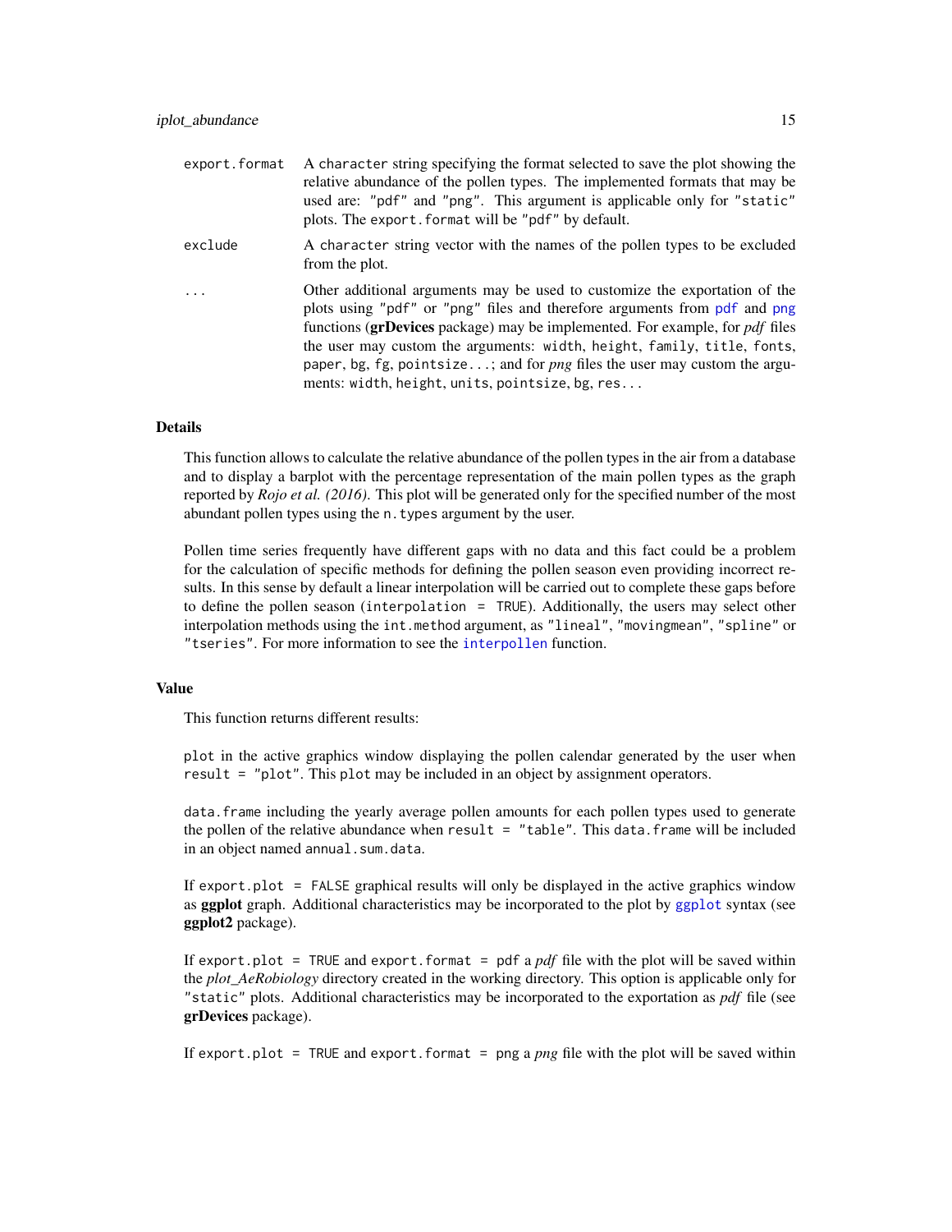| | |
|---|---|
| `export.format` | A `character` string specifying the format selected to save the plot showing the relative abundance of the pollen types. The implemented formats that may be used are: `"pdf"` and `"png"`. This argument is applicable only for `"static"` plots. The `export.format` will be `"pdf"` by default. |
| `exclude` | A `character` string vector with the names of the pollen types to be excluded from the plot. |
| `...` | Other additional arguments may be used to customize the exportation of the plots using `"pdf"` or `"png"` files and therefore arguments from `pdf` and `png` functions (**grDevices** package) may be implemented. For example, for *pdf* files the user may custom the arguments: `width`, `height`, `family`, `title`, `fonts`, `paper`, `bg`, `fg`, `pointsize...`; and for *png* files the user may custom the arguments: `width`, `height`, `units`, `pointsize`, `bg`, `res...` |

## Details

This function allows to calculate the relative abundance of the pollen types in the air from a database and to display a barplot with the percentage representation of the main pollen types as the graph reported by *Rojo et al. (2016)*. This plot will be generated only for the specified number of the most abundant pollen types using the `n.types` argument by the user.

Pollen time series frequently have different gaps with no data and this fact could be a problem for the calculation of specific methods for defining the pollen season even providing incorrect results. In this sense by default a linear interpolation will be carried out to complete these gaps before to define the pollen season (`interpolation = TRUE`). Additionally, the users may select other interpolation methods using the `int.method` argument, as `"lineal"`, `"movingmean"`, `"spline"` or `"tseries"`. For more information to see the `interpollen` function.

## Value

This function returns different results:

`plot` in the active graphics window displaying the pollen calendar generated by the user when `result = "plot"`. This `plot` may be included in an object by assignment operators.

`data.frame` including the yearly average pollen amounts for each pollen types used to generate the pollen of the relative abundance when `result = "table"`. This `data.frame` will be included in an object named `annual.sum.data`.

If `export.plot = FALSE` graphical results will only be displayed in the active graphics window as **ggplot** graph. Additional characteristics may be incorporated to the plot by `ggplot` syntax (see **ggplot2** package).

If `export.plot = TRUE` and `export.format = pdf` a *pdf* file with the plot will be saved within the *plot_AeRobiology* directory created in the working directory. This option is applicable only for `"static"` plots. Additional characteristics may be incorporated to the exportation as *pdf* file (see **grDevices** package).

If `export.plot = TRUE` and `export.format = png` a *png* file with the plot will be saved within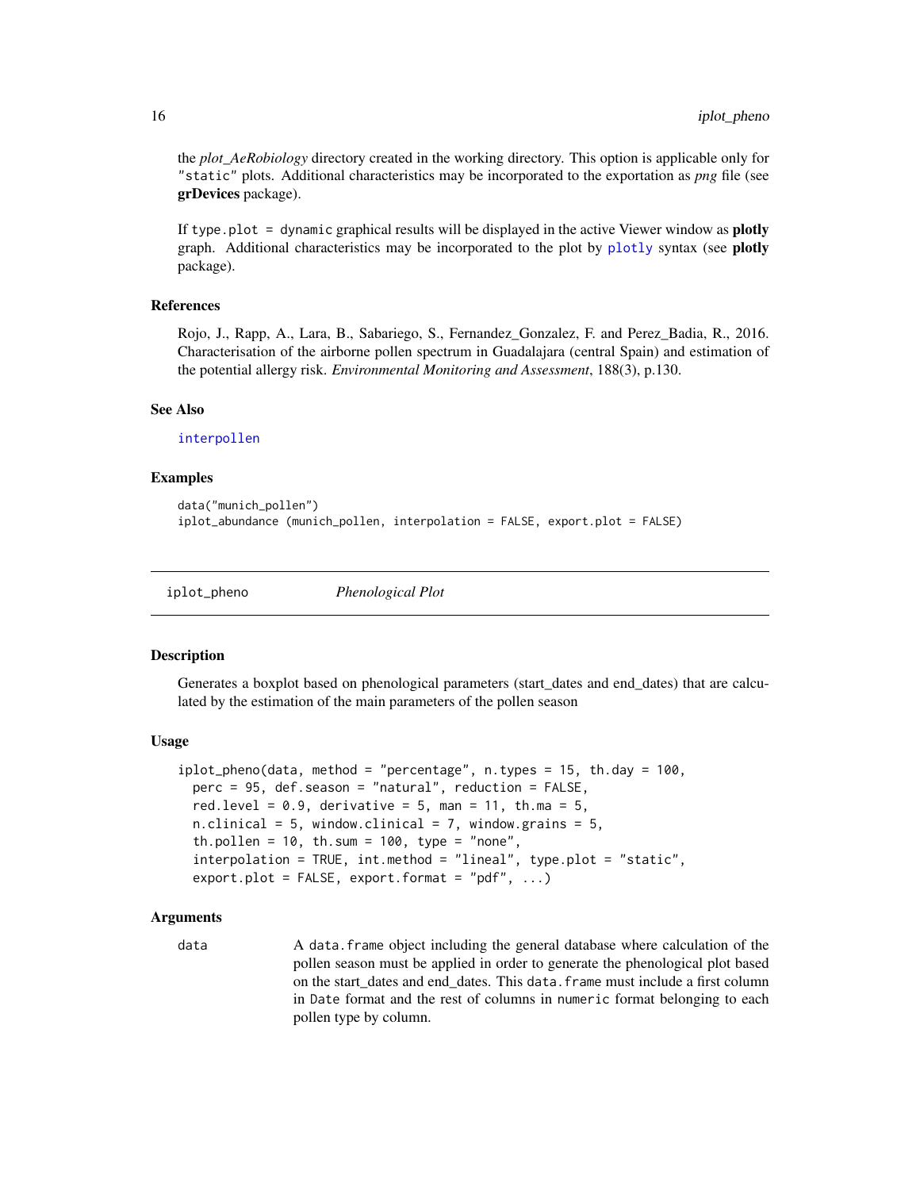the *plot_AeRobiology* directory created in the working directory. This option is applicable only for "static" plots. Additional characteristics may be incorporated to the exportation as *png* file (see **grDevices** package).

If type.plot = dynamic graphical results will be displayed in the active Viewer window as **plotly** graph. Additional characteristics may be incorporated to the plot by plotly syntax (see **plotly** package).

### References

Rojo, J., Rapp, A., Lara, B., Sabariego, S., Fernandez_Gonzalez, F. and Perez_Badia, R., 2016. Characterisation of the airborne pollen spectrum in Guadalajara (central Spain) and estimation of the potential allergy risk. *Environmental Monitoring and Assessment*, 188(3), p.130.

### See Also

interpollen

### Examples

```
data("munich_pollen")
iplot_abundance (munich_pollen, interpolation = FALSE, export.plot = FALSE)
```

---

## iplot_pheno *Phenological Plot*

### Description

Generates a boxplot based on phenological parameters (start_dates and end_dates) that are calculated by the estimation of the main parameters of the pollen season

### Usage

```
iplot_pheno(data, method = "percentage", n.types = 15, th.day = 100,
  perc = 95, def.season = "natural", reduction = FALSE,
  red.level = 0.9, derivative = 5, man = 11, th.ma = 5,
  n.clinical = 5, window.clinical = 7, window.grains = 5,
  th.pollen = 10, th.sum = 100, type = "none",
  interpolation = TRUE, int.method = "lineal", type.plot = "static",
  export.plot = FALSE, export.format = "pdf", ...)
```

### Arguments

data — A data.frame object including the general database where calculation of the pollen season must be applied in order to generate the phenological plot based on the start_dates and end_dates. This data.frame must include a first column in Date format and the rest of columns in numeric format belonging to each pollen type by column.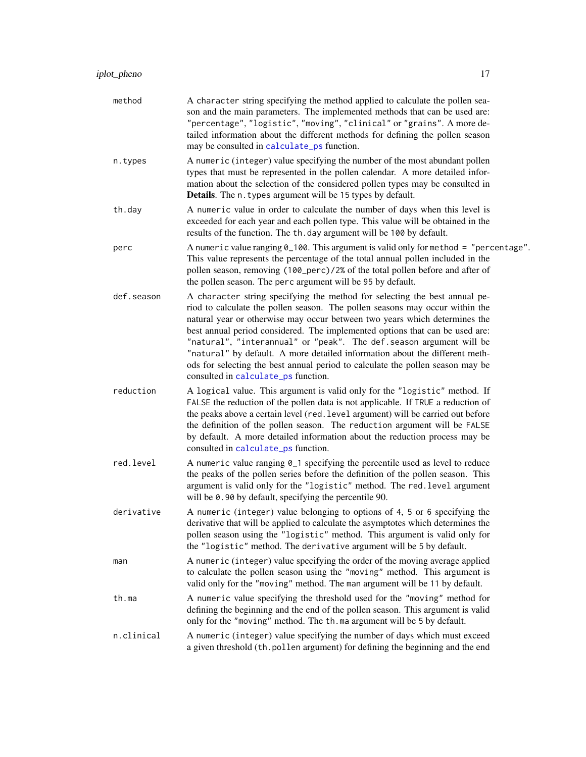| | |
|---|---|
| method | A character string specifying the method applied to calculate the pollen season and the main parameters. The implemented methods that can be used are: "percentage", "logistic", "moving", "clinical" or "grains". A more detailed information about the different methods for defining the pollen season may be consulted in calculate_ps function. |
| n.types | A numeric (integer) value specifying the number of the most abundant pollen types that must be represented in the pollen calendar. A more detailed information about the selection of the considered pollen types may be consulted in **Details**. The n.types argument will be 15 types by default. |
| th.day | A numeric value in order to calculate the number of days when this level is exceeded for each year and each pollen type. This value will be obtained in the results of the function. The th.day argument will be 100 by default. |
| perc | A numeric value ranging 0_100. This argument is valid only for method = "percentage". This value represents the percentage of the total annual pollen included in the pollen season, removing (100_perc)/2% of the total pollen before and after of the pollen season. The perc argument will be 95 by default. |
| def.season | A character string specifying the method for selecting the best annual period to calculate the pollen season. The pollen seasons may occur within the natural year or otherwise may occur between two years which determines the best annual period considered. The implemented options that can be used are: "natural", "interannual" or "peak". The def.season argument will be "natural" by default. A more detailed information about the different methods for selecting the best annual period to calculate the pollen season may be consulted in calculate_ps function. |
| reduction | A logical value. This argument is valid only for the "logistic" method. If FALSE the reduction of the pollen data is not applicable. If TRUE a reduction of the peaks above a certain level (red.level argument) will be carried out before the definition of the pollen season. The reduction argument will be FALSE by default. A more detailed information about the reduction process may be consulted in calculate_ps function. |
| red.level | A numeric value ranging 0_1 specifying the percentile used as level to reduce the peaks of the pollen series before the definition of the pollen season. This argument is valid only for the "logistic" method. The red.level argument will be 0.90 by default, specifying the percentile 90. |
| derivative | A numeric (integer) value belonging to options of 4, 5 or 6 specifying the derivative that will be applied to calculate the asymptotes which determines the pollen season using the "logistic" method. This argument is valid only for the "logistic" method. The derivative argument will be 5 by default. |
| man | A numeric (integer) value specifying the order of the moving average applied to calculate the pollen season using the "moving" method. This argument is valid only for the "moving" method. The man argument will be 11 by default. |
| th.ma | A numeric value specifying the threshold used for the "moving" method for defining the beginning and the end of the pollen season. This argument is valid only for the "moving" method. The th.ma argument will be 5 by default. |
| n.clinical | A numeric (integer) value specifying the number of days which must exceed a given threshold (th.pollen argument) for defining the beginning and the end |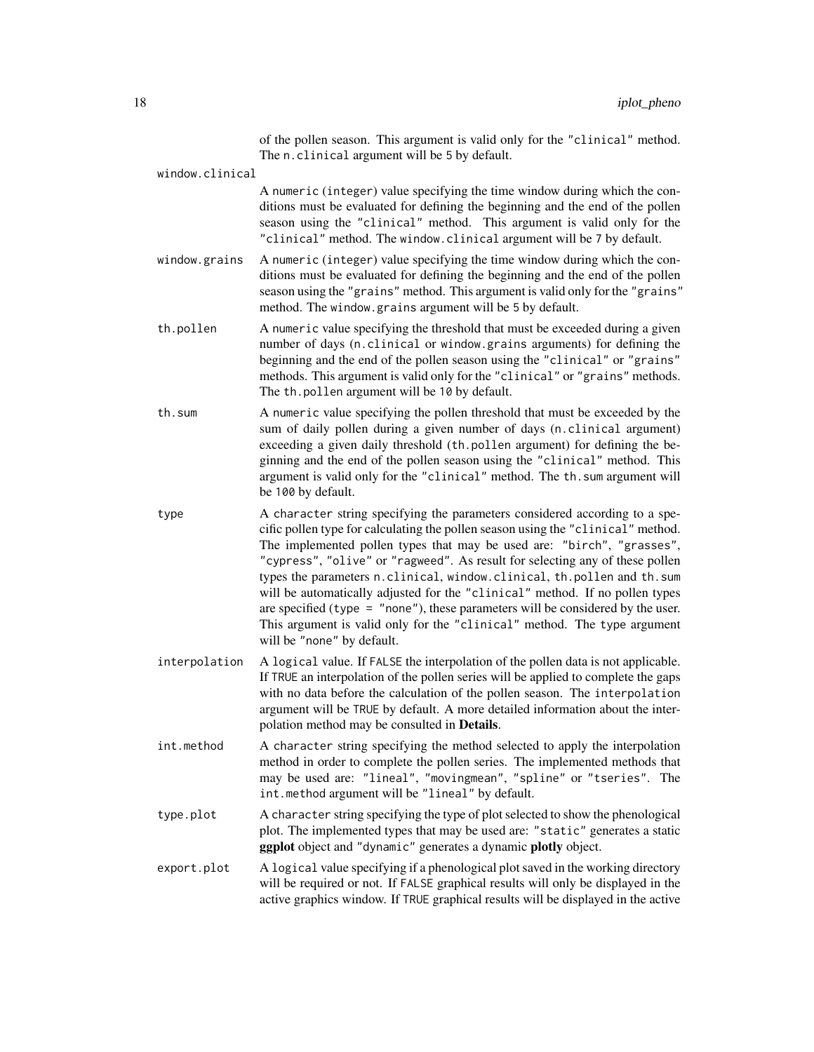of the pollen season. This argument is valid only for the "clinical" method. The n.clinical argument will be 5 by default.

window.clinical
: A numeric (integer) value specifying the time window during which the conditions must be evaluated for defining the beginning and the end of the pollen season using the "clinical" method. This argument is valid only for the "clinical" method. The window.clinical argument will be 7 by default.

window.grains
: A numeric (integer) value specifying the time window during which the conditions must be evaluated for defining the beginning and the end of the pollen season using the "grains" method. This argument is valid only for the "grains" method. The window.grains argument will be 5 by default.

th.pollen
: A numeric value specifying the threshold that must be exceeded during a given number of days (n.clinical or window.grains arguments) for defining the beginning and the end of the pollen season using the "clinical" or "grains" methods. This argument is valid only for the "clinical" or "grains" methods. The th.pollen argument will be 10 by default.

th.sum
: A numeric value specifying the pollen threshold that must be exceeded by the sum of daily pollen during a given number of days (n.clinical argument) exceeding a given daily threshold (th.pollen argument) for defining the beginning and the end of the pollen season using the "clinical" method. This argument is valid only for the "clinical" method. The th.sum argument will be 100 by default.

type
: A character string specifying the parameters considered according to a specific pollen type for calculating the pollen season using the "clinical" method. The implemented pollen types that may be used are: "birch", "grasses", "cypress", "olive" or "ragweed". As result for selecting any of these pollen types the parameters n.clinical, window.clinical, th.pollen and th.sum will be automatically adjusted for the "clinical" method. If no pollen types are specified (type = "none"), these parameters will be considered by the user. This argument is valid only for the "clinical" method. The type argument will be "none" by default.

interpolation
: A logical value. If FALSE the interpolation of the pollen data is not applicable. If TRUE an interpolation of the pollen series will be applied to complete the gaps with no data before the calculation of the pollen season. The interpolation argument will be TRUE by default. A more detailed information about the interpolation method may be consulted in **Details**.

int.method
: A character string specifying the method selected to apply the interpolation method in order to complete the pollen series. The implemented methods that may be used are: "lineal", "movingmean", "spline" or "tseries". The int.method argument will be "lineal" by default.

type.plot
: A character string specifying the type of plot selected to show the phenological plot. The implemented types that may be used are: "static" generates a static **ggplot** object and "dynamic" generates a dynamic **plotly** object.

export.plot
: A logical value specifying if a phenological plot saved in the working directory will be required or not. If FALSE graphical results will only be displayed in the active graphics window. If TRUE graphical results will be displayed in the active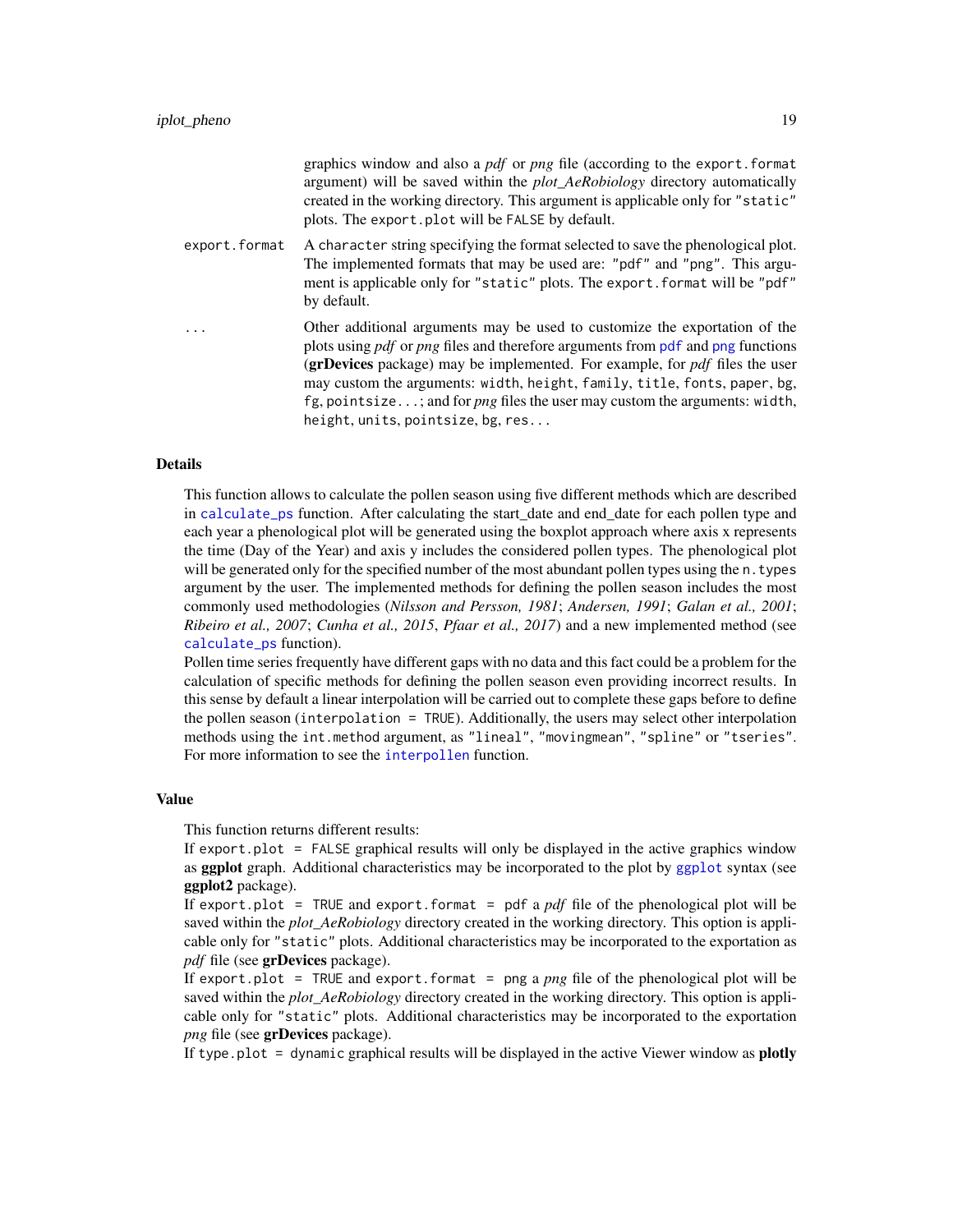graphics window and also a *pdf* or *png* file (according to the `export.format` argument) will be saved within the *plot_AeRobiology* directory automatically created in the working directory. This argument is applicable only for `"static"` plots. The `export.plot` will be `FALSE` by default.

`export.format` A `character` string specifying the format selected to save the phenological plot. The implemented formats that may be used are: `"pdf"` and `"png"`. This argument is applicable only for `"static"` plots. The `export.format` will be `"pdf"` by default.

`...` Other additional arguments may be used to customize the exportation of the plots using *pdf* or *png* files and therefore arguments from `pdf` and `png` functions (**grDevices** package) may be implemented. For example, for *pdf* files the user may custom the arguments: `width`, `height`, `family`, `title`, `fonts`, `paper`, `bg`, `fg`, `pointsize...`; and for *png* files the user may custom the arguments: `width`, `height`, `units`, `pointsize`, `bg`, `res...`

## Details

This function allows to calculate the pollen season using five different methods which are described in `calculate_ps` function. After calculating the start_date and end_date for each pollen type and each year a phenological plot will be generated using the boxplot approach where axis x represents the time (Day of the Year) and axis y includes the considered pollen types. The phenological plot will be generated only for the specified number of the most abundant pollen types using the `n.types` argument by the user. The implemented methods for defining the pollen season includes the most commonly used methodologies (*Nilsson and Persson, 1981*; *Andersen, 1991*; *Galan et al., 2001*; *Ribeiro et al., 2007*; *Cunha et al., 2015*, *Pfaar et al., 2017*) and a new implemented method (see `calculate_ps` function).

Pollen time series frequently have different gaps with no data and this fact could be a problem for the calculation of specific methods for defining the pollen season even providing incorrect results. In this sense by default a linear interpolation will be carried out to complete these gaps before to define the pollen season (`interpolation = TRUE`). Additionally, the users may select other interpolation methods using the `int.method` argument, as `"lineal"`, `"movingmean"`, `"spline"` or `"tseries"`. For more information to see the `interpollen` function.

## Value

This function returns different results:

If `export.plot = FALSE` graphical results will only be displayed in the active graphics window as **ggplot** graph. Additional characteristics may be incorporated to the plot by `ggplot` syntax (see **ggplot2** package).

If `export.plot = TRUE` and `export.format = pdf` a *pdf* file of the phenological plot will be saved within the *plot_AeRobiology* directory created in the working directory. This option is applicable only for `"static"` plots. Additional characteristics may be incorporated to the exportation as *pdf* file (see **grDevices** package).

If `export.plot = TRUE` and `export.format = png` a *png* file of the phenological plot will be saved within the *plot_AeRobiology* directory created in the working directory. This option is applicable only for `"static"` plots. Additional characteristics may be incorporated to the exportation *png* file (see **grDevices** package).

If `type.plot = dynamic` graphical results will be displayed in the active Viewer window as **plotly**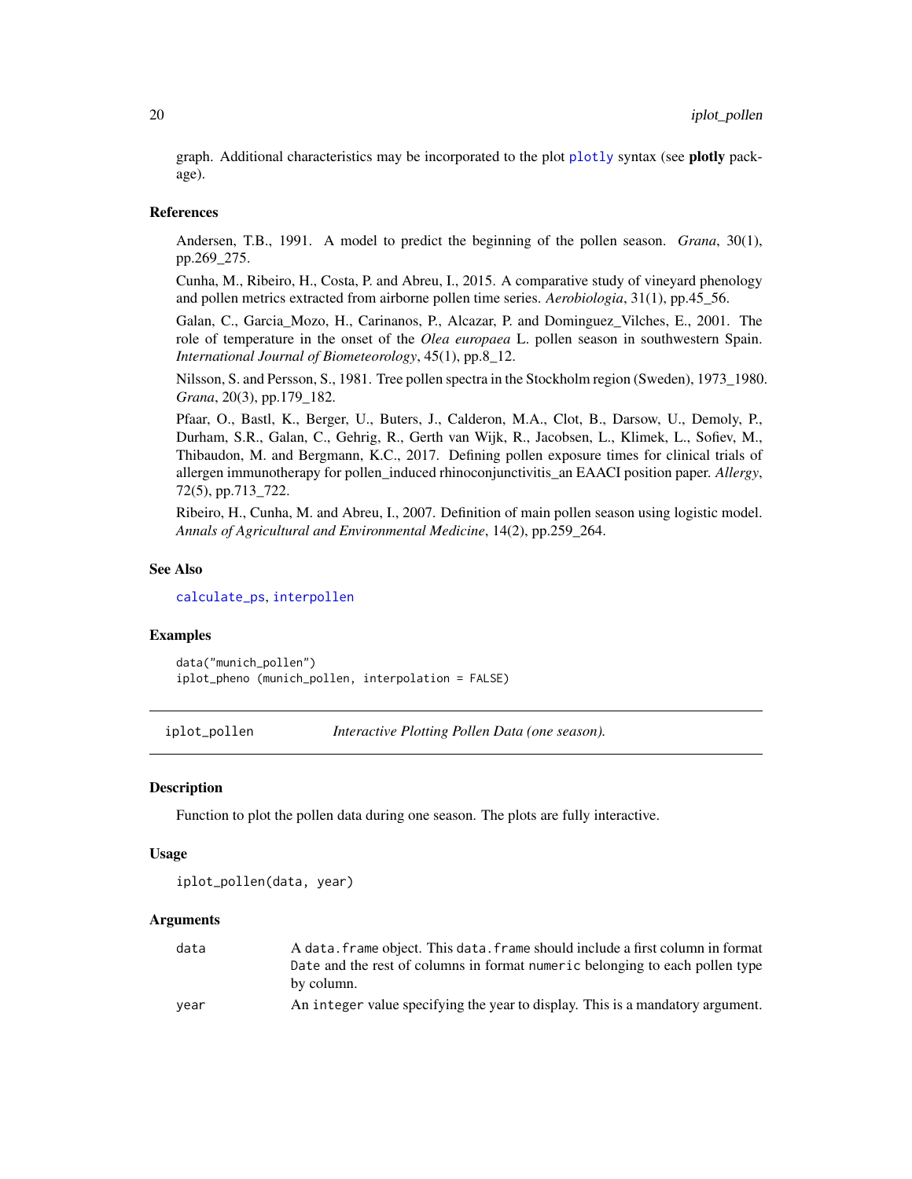graph. Additional characteristics may be incorporated to the plot plotly syntax (see **plotly** package).

### References

Andersen, T.B., 1991. A model to predict the beginning of the pollen season. *Grana*, 30(1), pp.269_275.

Cunha, M., Ribeiro, H., Costa, P. and Abreu, I., 2015. A comparative study of vineyard phenology and pollen metrics extracted from airborne pollen time series. *Aerobiologia*, 31(1), pp.45_56.

Galan, C., Garcia_Mozo, H., Carinanos, P., Alcazar, P. and Dominguez_Vilches, E., 2001. The role of temperature in the onset of the *Olea europaea* L. pollen season in southwestern Spain. *International Journal of Biometeorology*, 45(1), pp.8_12.

Nilsson, S. and Persson, S., 1981. Tree pollen spectra in the Stockholm region (Sweden), 1973_1980. *Grana*, 20(3), pp.179_182.

Pfaar, O., Bastl, K., Berger, U., Buters, J., Calderon, M.A., Clot, B., Darsow, U., Demoly, P., Durham, S.R., Galan, C., Gehrig, R., Gerth van Wijk, R., Jacobsen, L., Klimek, L., Sofiev, M., Thibaudon, M. and Bergmann, K.C., 2017. Defining pollen exposure times for clinical trials of allergen immunotherapy for pollen_induced rhinoconjunctivitis_an EAACI position paper. *Allergy*, 72(5), pp.713_722.

Ribeiro, H., Cunha, M. and Abreu, I., 2007. Definition of main pollen season using logistic model. *Annals of Agricultural and Environmental Medicine*, 14(2), pp.259_264.

### See Also

calculate_ps, interpollen

### Examples

```
data("munich_pollen")
iplot_pheno (munich_pollen, interpolation = FALSE)
```

---

## iplot_pollen — *Interactive Plotting Pollen Data (one season).*

### Description

Function to plot the pollen data during one season. The plots are fully interactive.

### Usage

```
iplot_pollen(data, year)
```

### Arguments

| | |
|---|---|
| data | A `data.frame` object. This `data.frame` should include a first column in format `Date` and the rest of columns in format `numeric` belonging to each pollen type by column. |
| year | An `integer` value specifying the year to display. This is a mandatory argument. |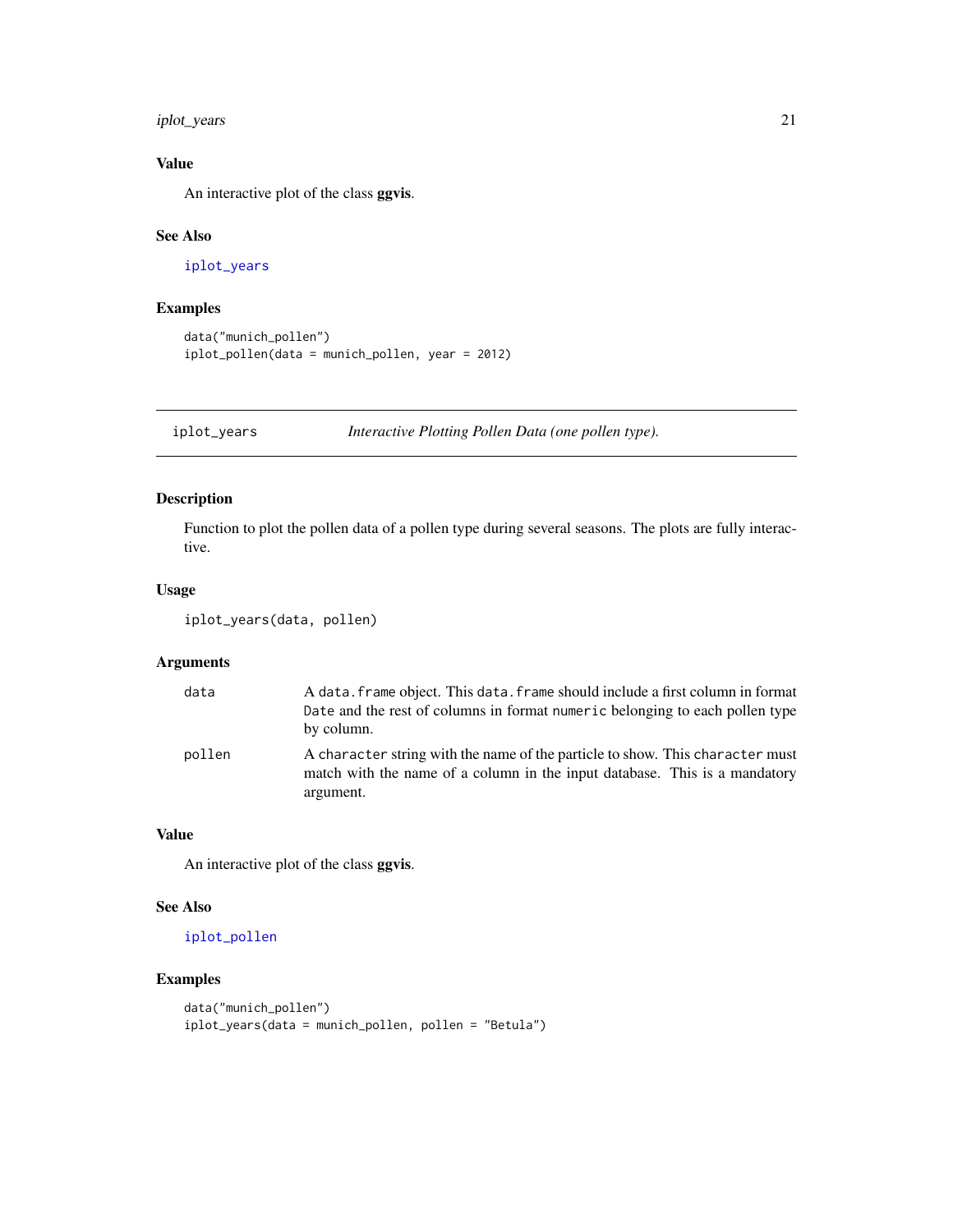### Value

An interactive plot of the class **ggvis**.

### See Also

`iplot_years`

### Examples

```
data("munich_pollen")
iplot_pollen(data = munich_pollen, year = 2012)
```

---

## iplot_years — *Interactive Plotting Pollen Data (one pollen type).*

---

### Description

Function to plot the pollen data of a pollen type during several seasons. The plots are fully interactive.

### Usage

```
iplot_years(data, pollen)
```

### Arguments

| | |
|---|---|
| `data` | A `data.frame` object. This `data.frame` should include a first column in format `Date` and the rest of columns in format `numeric` belonging to each pollen type by column. |
| `pollen` | A `character` string with the name of the particle to show. This `character` must match with the name of a column in the input database. This is a mandatory argument. |

### Value

An interactive plot of the class **ggvis**.

### See Also

`iplot_pollen`

### Examples

```
data("munich_pollen")
iplot_years(data = munich_pollen, pollen = "Betula")
```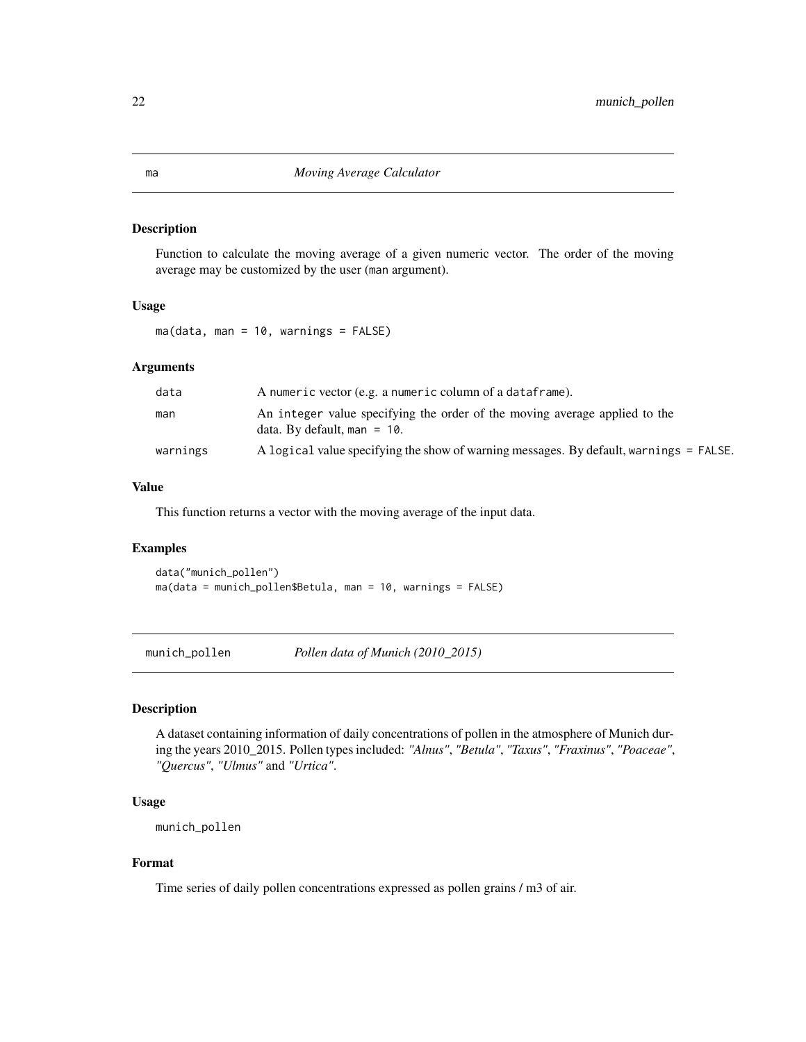## ma — *Moving Average Calculator*

### Description

Function to calculate the moving average of a given numeric vector. The order of the moving average may be customized by the user (man argument).

### Usage

```
ma(data, man = 10, warnings = FALSE)
```

### Arguments

| | |
|---|---|
| data | A numeric vector (e.g. a numeric column of a dataframe). |
| man | An integer value specifying the order of the moving average applied to the data. By default, man = 10. |
| warnings | A logical value specifying the show of warning messages. By default, warnings = FALSE. |

### Value

This function returns a vector with the moving average of the input data.

### Examples

```
data("munich_pollen")
ma(data = munich_pollen$Betula, man = 10, warnings = FALSE)
```

## munich_pollen — *Pollen data of Munich (2010_2015)*

### Description

A dataset containing information of daily concentrations of pollen in the atmosphere of Munich during the years 2010_2015. Pollen types included: *"Alnus"*, *"Betula"*, *"Taxus"*, *"Fraxinus"*, *"Poaceae"*, *"Quercus"*, *"Ulmus"* and *"Urtica"*.

### Usage

```
munich_pollen
```

### Format

Time series of daily pollen concentrations expressed as pollen grains / m3 of air.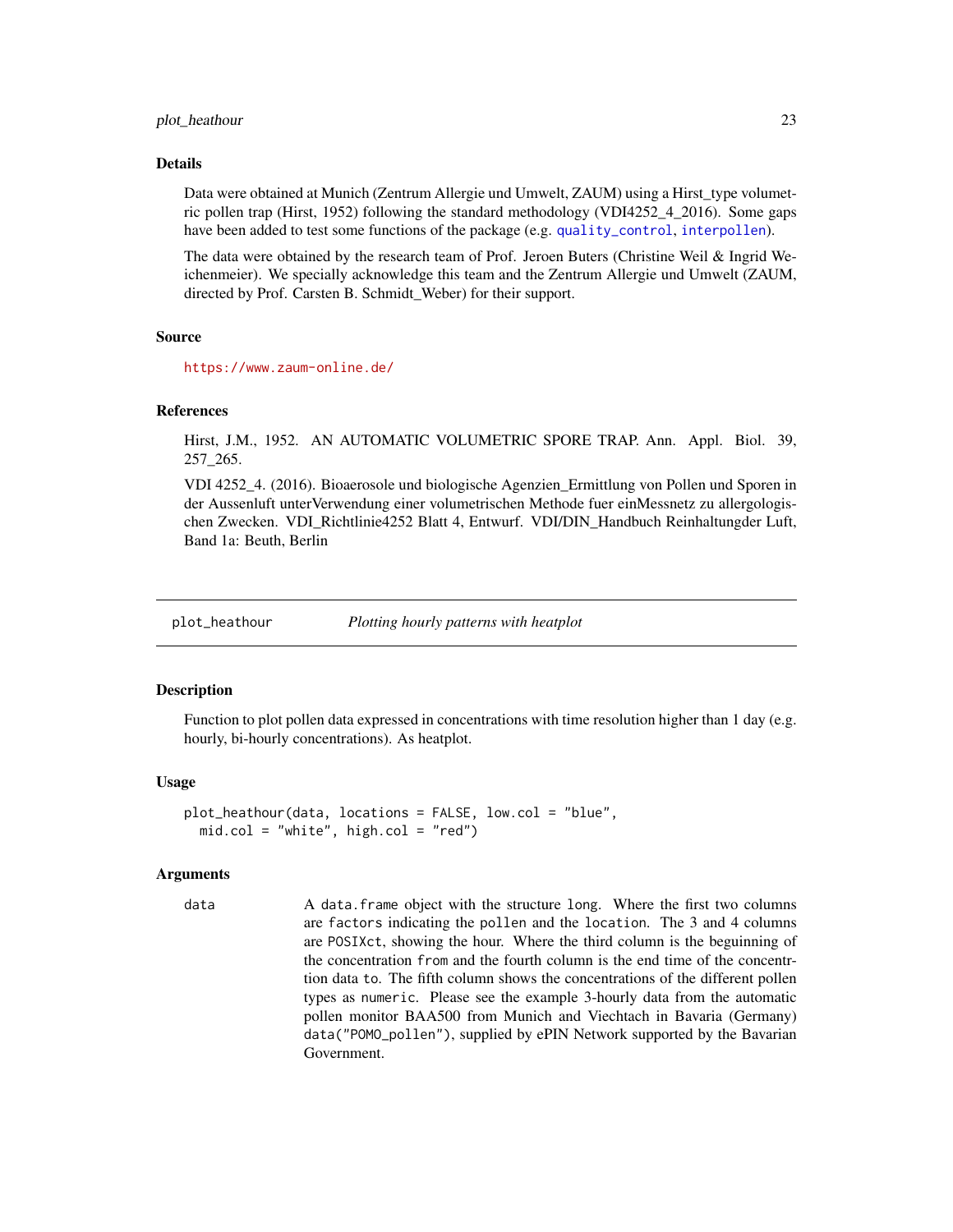## Details

Data were obtained at Munich (Zentrum Allergie und Umwelt, ZAUM) using a Hirst_type volumetric pollen trap (Hirst, 1952) following the standard methodology (VDI4252_4_2016). Some gaps have been added to test some functions of the package (e.g. quality_control, interpollen).

The data were obtained by the research team of Prof. Jeroen Buters (Christine Weil & Ingrid Weichenmeier). We specially acknowledge this team and the Zentrum Allergie und Umwelt (ZAUM, directed by Prof. Carsten B. Schmidt_Weber) for their support.

## Source

https://www.zaum-online.de/

## References

Hirst, J.M., 1952. AN AUTOMATIC VOLUMETRIC SPORE TRAP. Ann. Appl. Biol. 39, 257_265.

VDI 4252_4. (2016). Bioaerosole und biologische Agenzien_Ermittlung von Pollen und Sporen in der Aussenluft unterVerwendung einer volumetrischen Methode fuer einMessnetz zu allergologischen Zwecken. VDI_Richtlinie4252 Blatt 4, Entwurf. VDI/DIN_Handbuch Reinhaltungder Luft, Band 1a: Beuth, Berlin

---

# plot_heathour — *Plotting hourly patterns with heatplot*

## Description

Function to plot pollen data expressed in concentrations with time resolution higher than 1 day (e.g. hourly, bi-hourly concentrations). As heatplot.

## Usage

```
plot_heathour(data, locations = FALSE, low.col = "blue",
  mid.col = "white", high.col = "red")
```

## Arguments

| | |
|---|---|
| `data` | A `data.frame` object with the structure `long`. Where the first two columns are `factors` indicating the `pollen` and the `location`. The 3 and 4 columns are `POSIXct`, showing the hour. Where the third column is the beguinning of the concentration `from` and the fourth column is the end time of the concentrtion data `to`. The fifth column shows the concentrations of the different pollen types as `numeric`. Please see the example 3-hourly data from the automatic pollen monitor BAA500 from Munich and Viechtach in Bavaria (Germany) `data("POMO_pollen")`, supplied by ePIN Network supported by the Bavarian Government. |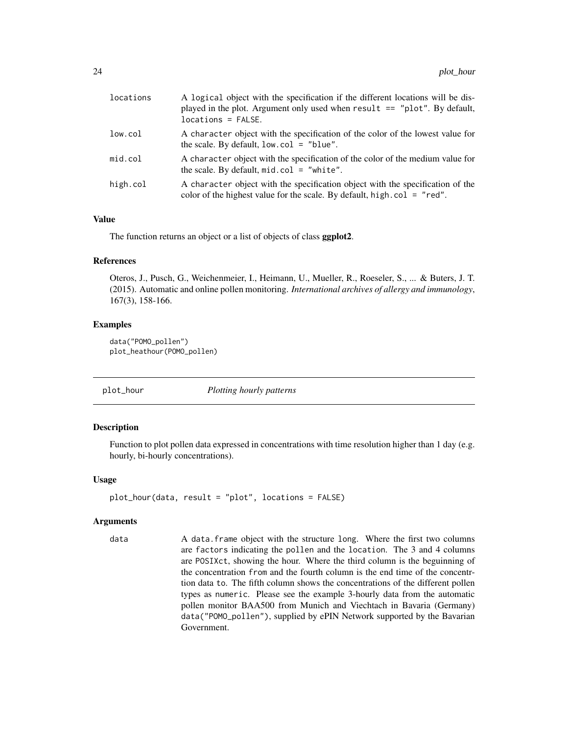| | |
|---|---|
| locations | A `logical` object with the specification if the different locations will be displayed in the plot. Argument only used when `result == "plot"`. By default, `locations = FALSE`. |
| low.col | A `character` object with the specification of the color of the lowest value for the scale. By default, `low.col = "blue"`. |
| mid.col | A `character` object with the specification of the color of the medium value for the scale. By default, `mid.col = "white"`. |
| high.col | A `character` object with the specification object with the specification of the color of the highest value for the scale. By default, `high.col = "red"`. |

### Value

The function returns an object or a list of objects of class **ggplot2**.

### References

Oteros, J., Pusch, G., Weichenmeier, I., Heimann, U., Mueller, R., Roeseler, S., ... & Buters, J. T. (2015). Automatic and online pollen monitoring. *International archives of allergy and immunology*, 167(3), 158-166.

### Examples

```
data("POMO_pollen")
plot_heathour(POMO_pollen)
```

## plot_hour — *Plotting hourly patterns*

### Description

Function to plot pollen data expressed in concentrations with time resolution higher than 1 day (e.g. hourly, bi-hourly concentrations).

### Usage

```
plot_hour(data, result = "plot", locations = FALSE)
```

### Arguments

| | |
|---|---|
| data | A `data.frame` object with the structure `long`. Where the first two columns are `factors` indicating the `pollen` and the `location`. The 3 and 4 columns are `POSIXct`, showing the hour. Where the third column is the beguinning of the concentration `from` and the fourth column is the end time of the concentrtion data `to`. The fifth column shows the concentrations of the different pollen types as `numeric`. Please see the example 3-hourly data from the automatic pollen monitor BAA500 from Munich and Viechtach in Bavaria (Germany) `data("POMO_pollen")`, supplied by ePIN Network supported by the Bavarian Government. |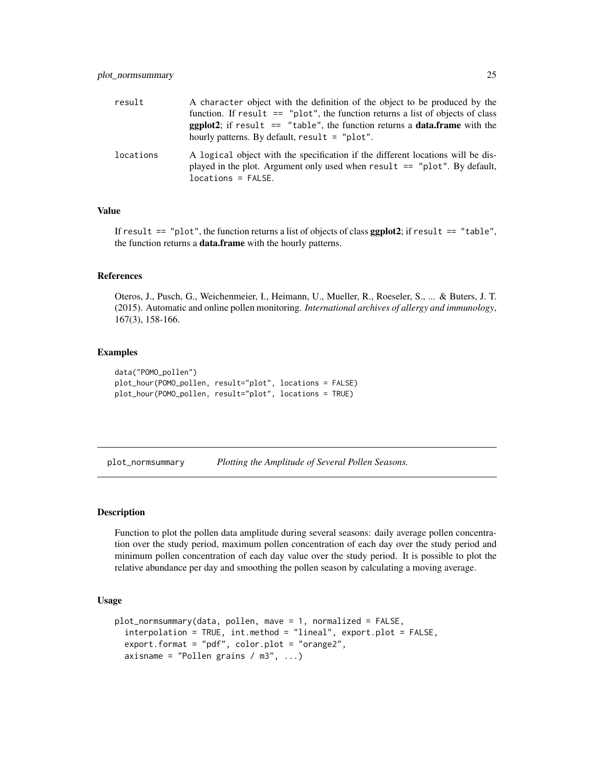result
: A `character` object with the definition of the object to be produced by the function. If `result == "plot"`, the function returns a list of objects of class **ggplot2**; if `result == "table"`, the function returns a **data.frame** with the hourly patterns. By default, `result = "plot"`.

locations
: A `logical` object with the specification if the different locations will be displayed in the plot. Argument only used when `result == "plot"`. By default, `locations = FALSE`.

### Value

If `result == "plot"`, the function returns a list of objects of class **ggplot2**; if `result == "table"`, the function returns a **data.frame** with the hourly patterns.

### References

Oteros, J., Pusch, G., Weichenmeier, I., Heimann, U., Mueller, R., Roeseler, S., ... & Buters, J. T. (2015). Automatic and online pollen monitoring. *International archives of allergy and immunology*, 167(3), 158-166.

### Examples

```
data("POMO_pollen")
plot_hour(POMO_pollen, result="plot", locations = FALSE)
plot_hour(POMO_pollen, result="plot", locations = TRUE)
```

---

## plot_normsummary — *Plotting the Amplitude of Several Pollen Seasons.*

### Description

Function to plot the pollen data amplitude during several seasons: daily average pollen concentration over the study period, maximum pollen concentration of each day over the study period and minimum pollen concentration of each day value over the study period. It is possible to plot the relative abundance per day and smoothing the pollen season by calculating a moving average.

### Usage

```
plot_normsummary(data, pollen, mave = 1, normalized = FALSE,
  interpolation = TRUE, int.method = "lineal", export.plot = FALSE,
  export.format = "pdf", color.plot = "orange2",
  axisname = "Pollen grains / m3", ...)
```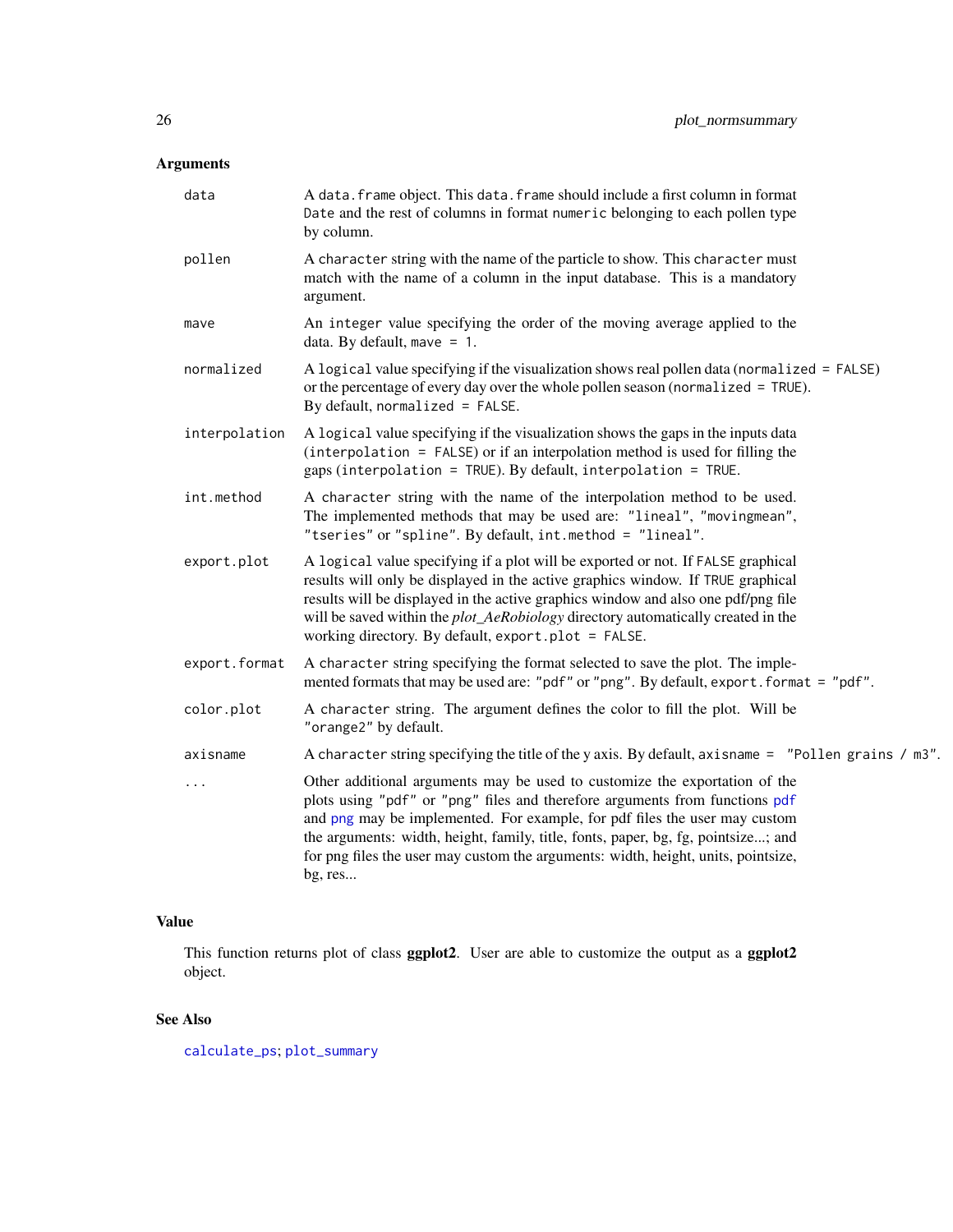### Arguments

| | |
|---|---|
| `data` | A `data.frame` object. This `data.frame` should include a first column in format `Date` and the rest of columns in format `numeric` belonging to each pollen type by column. |
| `pollen` | A `character` string with the name of the particle to show. This `character` must match with the name of a column in the input database. This is a mandatory argument. |
| `mave` | An `integer` value specifying the order of the moving average applied to the data. By default, `mave = 1`. |
| `normalized` | A `logical` value specifying if the visualization shows real pollen data (`normalized = FALSE`) or the percentage of every day over the whole pollen season (`normalized = TRUE`). By default, `normalized = FALSE`. |
| `interpolation` | A `logical` value specifying if the visualization shows the gaps in the inputs data (`interpolation = FALSE`) or if an interpolation method is used for filling the gaps (`interpolation = TRUE`). By default, `interpolation = TRUE`. |
| `int.method` | A `character` string with the name of the interpolation method to be used. The implemented methods that may be used are: `"lineal"`, `"movingmean"`, `"tseries"` or `"spline"`. By default, `int.method = "lineal"`. |
| `export.plot` | A `logical` value specifying if a plot will be exported or not. If `FALSE` graphical results will only be displayed in the active graphics window. If `TRUE` graphical results will be displayed in the active graphics window and also one pdf/png file will be saved within the *plot_AeRobiology* directory automatically created in the working directory. By default, `export.plot = FALSE`. |
| `export.format` | A `character` string specifying the format selected to save the plot. The implemented formats that may be used are: `"pdf"` or `"png"`. By default, `export.format = "pdf"`. |
| `color.plot` | A `character` string. The argument defines the color to fill the plot. Will be `"orange2"` by default. |
| `axisname` | A `character` string specifying the title of the y axis. By default, `axisname = "Pollen grains / m3"`. |
| `...` | Other additional arguments may be used to customize the exportation of the plots using `"pdf"` or `"png"` files and therefore arguments from functions `pdf` and `png` may be implemented. For example, for pdf files the user may custom the arguments: width, height, family, title, fonts, paper, bg, fg, pointsize...; and for png files the user may custom the arguments: width, height, units, pointsize, bg, res... |

### Value

This function returns plot of class **ggplot2**. User are able to customize the output as a **ggplot2** object.

### See Also

`calculate_ps`; `plot_summary`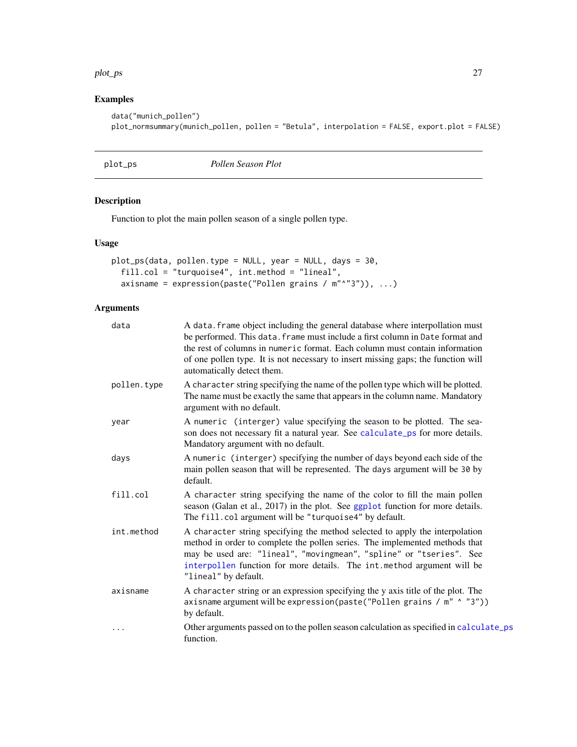## Examples

```
data("munich_pollen")
plot_normsummary(munich_pollen, pollen = "Betula", interpolation = FALSE, export.plot = FALSE)
```

---

plot_ps *Pollen Season Plot*

---

## Description

Function to plot the main pollen season of a single pollen type.

## Usage

```
plot_ps(data, pollen.type = NULL, year = NULL, days = 30,
  fill.col = "turquoise4", int.method = "lineal",
  axisname = expression(paste("Pollen grains / m"^"3")), ...)
```

## Arguments

| | |
|---|---|
| data | A `data.frame` object including the general database where interpollation must be performed. This `data.frame` must include a first column in `Date` format and the rest of columns in `numeric` format. Each column must contain information of one pollen type. It is not necessary to insert missing gaps; the function will automatically detect them. |
| pollen.type | A `character` string specifying the name of the pollen type which will be plotted. The name must be exactly the same that appears in the column name. Mandatory argument with no default. |
| year | A `numeric (interger)` value specifying the season to be plotted. The season does not necessary fit a natural year. See `calculate_ps` for more details. Mandatory argument with no default. |
| days | A `numeric (interger)` specifying the number of days beyond each side of the main pollen season that will be represented. The `days` argument will be `30` by default. |
| fill.col | A `character` string specifying the name of the color to fill the main pollen season (Galan et al., 2017) in the plot. See `ggplot` function for more details. The `fill.col` argument will be `"turquoise4"` by default. |
| int.method | A `character` string specifying the method selected to apply the interpolation method in order to complete the pollen series. The implemented methods that may be used are: `"lineal"`, `"movingmean"`, `"spline"` or `"tseries"`. See `interpollen` function for more details. The `int.method` argument will be `"lineal"` by default. |
| axisname | A `character` string or an expression specifying the y axis title of the plot. The `axisname` argument will be `expression(paste("Pollen grains / m" ^ "3"))` by default. |
| ... | Other arguments passed on to the pollen season calculation as specified in `calculate_ps` function. |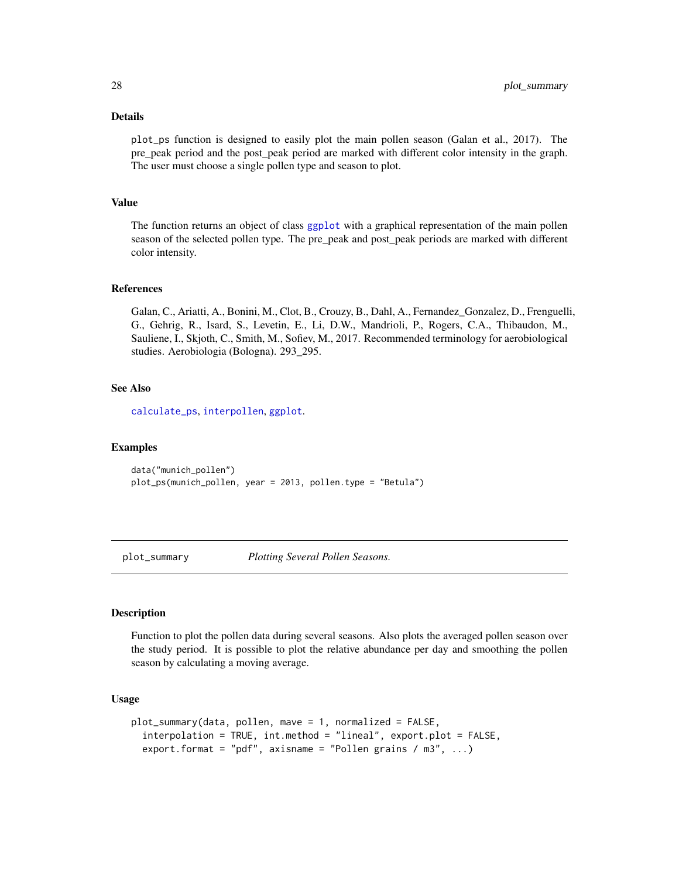### Details

plot_ps function is designed to easily plot the main pollen season (Galan et al., 2017). The pre_peak period and the post_peak period are marked with different color intensity in the graph. The user must choose a single pollen type and season to plot.

### Value

The function returns an object of class ggplot with a graphical representation of the main pollen season of the selected pollen type. The pre_peak and post_peak periods are marked with different color intensity.

### References

Galan, C., Ariatti, A., Bonini, M., Clot, B., Crouzy, B., Dahl, A., Fernandez_Gonzalez, D., Frenguelli, G., Gehrig, R., Isard, S., Levetin, E., Li, D.W., Mandrioli, P., Rogers, C.A., Thibaudon, M., Sauliene, I., Skjoth, C., Smith, M., Sofiev, M., 2017. Recommended terminology for aerobiological studies. Aerobiologia (Bologna). 293_295.

### See Also

calculate_ps, interpollen, ggplot.

### Examples

```
data("munich_pollen")
plot_ps(munich_pollen, year = 2013, pollen.type = "Betula")
```

---

## plot_summary *Plotting Several Pollen Seasons.*

---

### Description

Function to plot the pollen data during several seasons. Also plots the averaged pollen season over the study period. It is possible to plot the relative abundance per day and smoothing the pollen season by calculating a moving average.

### Usage

```
plot_summary(data, pollen, mave = 1, normalized = FALSE,
  interpolation = TRUE, int.method = "lineal", export.plot = FALSE,
  export.format = "pdf", axisname = "Pollen grains / m3", ...)
```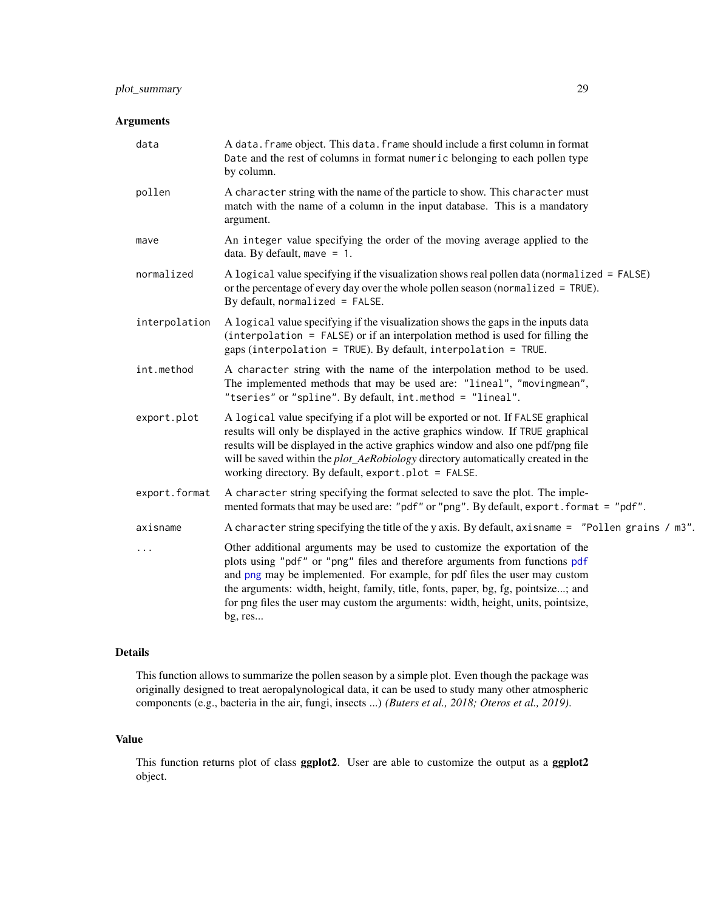## Arguments

| | |
|---|---|
| `data` | A `data.frame` object. This `data.frame` should include a first column in format `Date` and the rest of columns in format `numeric` belonging to each pollen type by column. |
| `pollen` | A `character` string with the name of the particle to show. This `character` must match with the name of a column in the input database. This is a mandatory argument. |
| `mave` | An `integer` value specifying the order of the moving average applied to the data. By default, `mave = 1`. |
| `normalized` | A `logical` value specifying if the visualization shows real pollen data (`normalized = FALSE`) or the percentage of every day over the whole pollen season (`normalized = TRUE`). By default, `normalized = FALSE`. |
| `interpolation` | A `logical` value specifying if the visualization shows the gaps in the inputs data (`interpolation = FALSE`) or if an interpolation method is used for filling the gaps (`interpolation = TRUE`). By default, `interpolation = TRUE`. |
| `int.method` | A `character` string with the name of the interpolation method to be used. The implemented methods that may be used are: `"lineal"`, `"movingmean"`, `"tseries"` or `"spline"`. By default, `int.method = "lineal"`. |
| `export.plot` | A `logical` value specifying if a plot will be exported or not. If `FALSE` graphical results will only be displayed in the active graphics window. If `TRUE` graphical results will be displayed in the active graphics window and also one pdf/png file will be saved within the *plot_AeRobiology* directory automatically created in the working directory. By default, `export.plot = FALSE`. |
| `export.format` | A `character` string specifying the format selected to save the plot. The implemented formats that may be used are: `"pdf"` or `"png"`. By default, `export.format = "pdf"`. |
| `axisname` | A `character` string specifying the title of the y axis. By default, `axisname = "Pollen grains / m3"`. |
| `...` | Other additional arguments may be used to customize the exportation of the plots using `"pdf"` or `"png"` files and therefore arguments from functions `pdf` and `png` may be implemented. For example, for pdf files the user may custom the arguments: width, height, family, title, fonts, paper, bg, fg, pointsize...; and for png files the user may custom the arguments: width, height, units, pointsize, bg, res... |

## Details

This function allows to summarize the pollen season by a simple plot. Even though the package was originally designed to treat aeropalynological data, it can be used to study many other atmospheric components (e.g., bacteria in the air, fungi, insects ...) *(Buters et al., 2018; Oteros et al., 2019)*.

## Value

This function returns plot of class **ggplot2**. User are able to customize the output as a **ggplot2** object.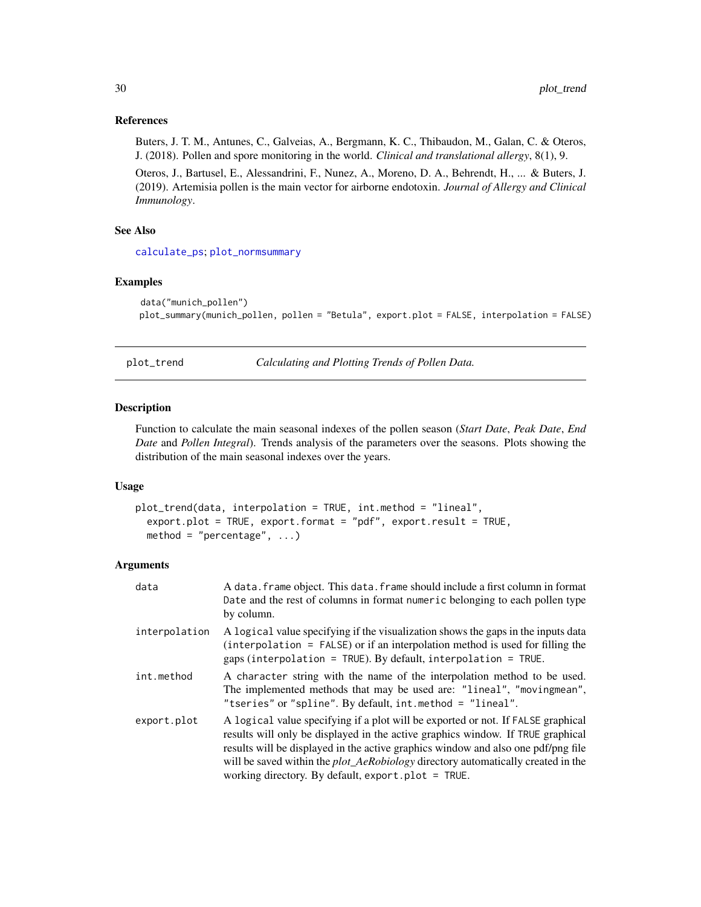### References

Buters, J. T. M., Antunes, C., Galveias, A., Bergmann, K. C., Thibaudon, M., Galan, C. & Oteros, J. (2018). Pollen and spore monitoring in the world. *Clinical and translational allergy*, 8(1), 9.

Oteros, J., Bartusel, E., Alessandrini, F., Nunez, A., Moreno, D. A., Behrendt, H., ... & Buters, J. (2019). Artemisia pollen is the main vector for airborne endotoxin. *Journal of Allergy and Clinical Immunology*.

### See Also

calculate_ps; plot_normsummary

### Examples

```
data("munich_pollen")
plot_summary(munich_pollen, pollen = "Betula", export.plot = FALSE, interpolation = FALSE)
```

---

## plot_trend — *Calculating and Plotting Trends of Pollen Data.*

### Description

Function to calculate the main seasonal indexes of the pollen season (*Start Date*, *Peak Date*, *End Date* and *Pollen Integral*). Trends analysis of the parameters over the seasons. Plots showing the distribution of the main seasonal indexes over the years.

### Usage

```
plot_trend(data, interpolation = TRUE, int.method = "lineal",
  export.plot = TRUE, export.format = "pdf", export.result = TRUE,
  method = "percentage", ...)
```

### Arguments

| | |
|---|---|
| data | A data.frame object. This data.frame should include a first column in format Date and the rest of columns in format numeric belonging to each pollen type by column. |
| interpolation | A logical value specifying if the visualization shows the gaps in the inputs data (interpolation = FALSE) or if an interpolation method is used for filling the gaps (interpolation = TRUE). By default, interpolation = TRUE. |
| int.method | A character string with the name of the interpolation method to be used. The implemented methods that may be used are: "lineal", "movingmean", "tseries" or "spline". By default, int.method = "lineal". |
| export.plot | A logical value specifying if a plot will be exported or not. If FALSE graphical results will only be displayed in the active graphics window. If TRUE graphical results will be displayed in the active graphics window and also one pdf/png file will be saved within the *plot_AeRobiology* directory automatically created in the working directory. By default, export.plot = TRUE. |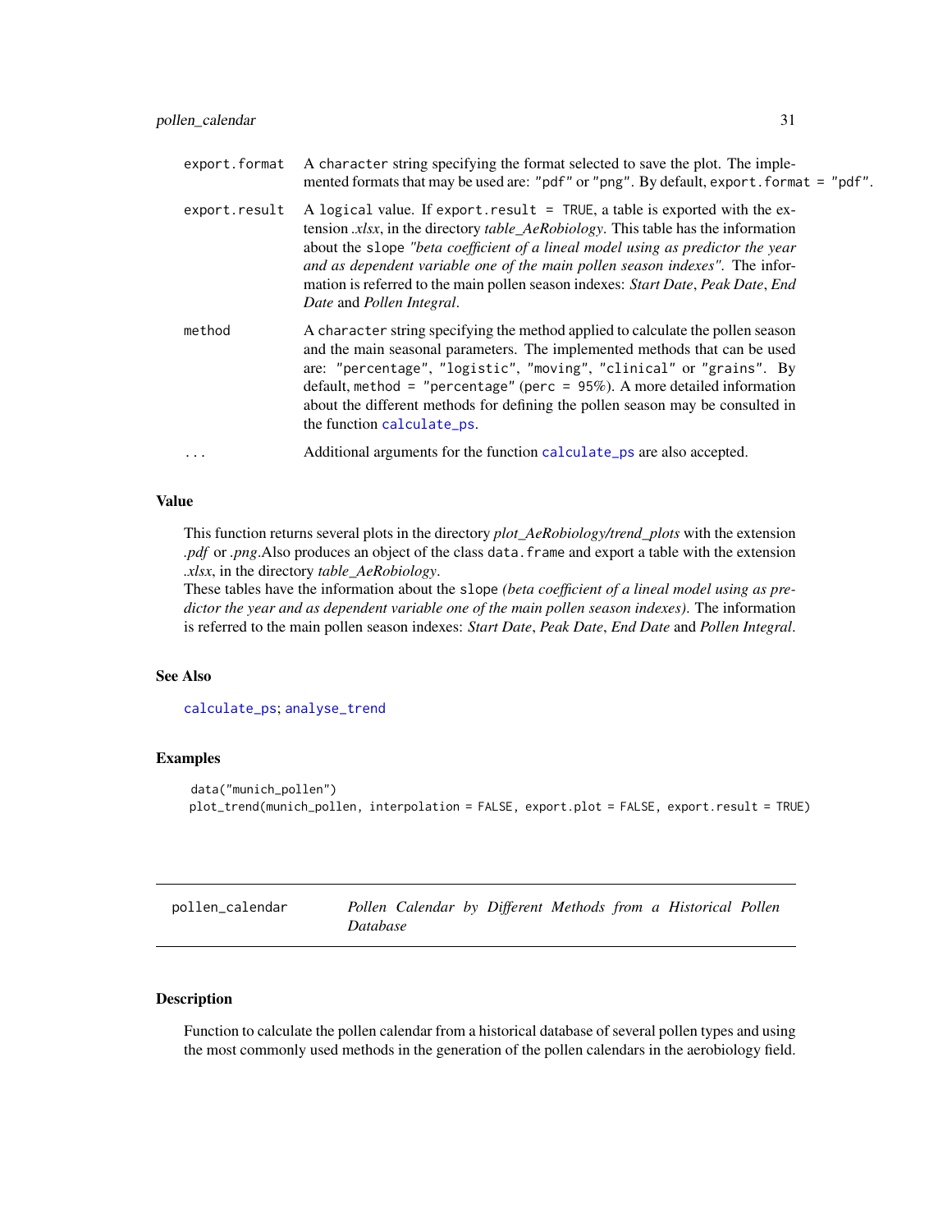export.format A character string specifying the format selected to save the plot. The implemented formats that may be used are: "pdf" or "png". By default, export.format = "pdf".

export.result A logical value. If export.result = TRUE, a table is exported with the extension *.xlsx*, in the directory *table_AeRobiology*. This table has the information about the slope *"beta coefficient of a lineal model using as predictor the year and as dependent variable one of the main pollen season indexes"*. The information is referred to the main pollen season indexes: *Start Date*, *Peak Date*, *End Date* and *Pollen Integral*.

method A character string specifying the method applied to calculate the pollen season and the main seasonal parameters. The implemented methods that can be used are: "percentage", "logistic", "moving", "clinical" or "grains". By default, method = "percentage" (perc = 95%). A more detailed information about the different methods for defining the pollen season may be consulted in the function calculate_ps.

... Additional arguments for the function calculate_ps are also accepted.

### Value

This function returns several plots in the directory *plot_AeRobiology/trend_plots* with the extension *.pdf* or *.png*.Also produces an object of the class data.frame and export a table with the extension *.xlsx*, in the directory *table_AeRobiology*.

These tables have the information about the slope *(beta coefficient of a lineal model using as predictor the year and as dependent variable one of the main pollen season indexes)*. The information is referred to the main pollen season indexes: *Start Date*, *Peak Date*, *End Date* and *Pollen Integral*.

### See Also

calculate_ps; analyse_trend

### Examples

```
data("munich_pollen")
plot_trend(munich_pollen, interpolation = FALSE, export.plot = FALSE, export.result = TRUE)
```

---

## pollen_calendar *Pollen Calendar by Different Methods from a Historical Pollen Database*

### Description

Function to calculate the pollen calendar from a historical database of several pollen types and using the most commonly used methods in the generation of the pollen calendars in the aerobiology field.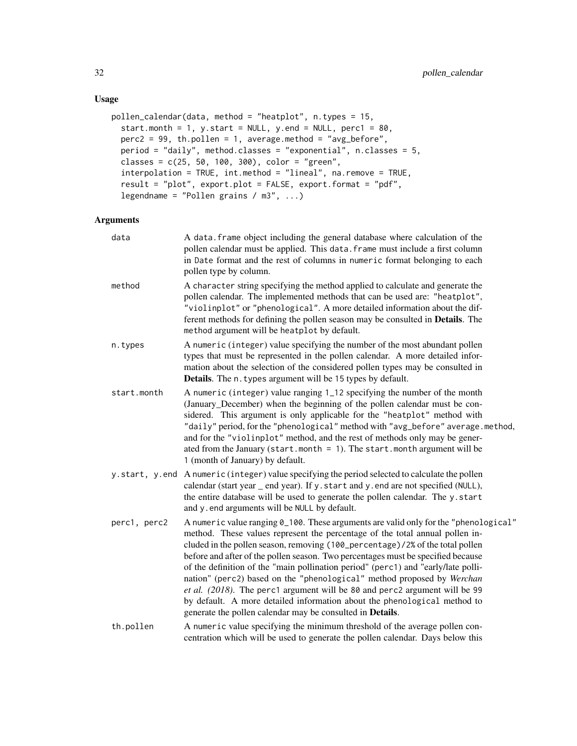## Usage

```
pollen_calendar(data, method = "heatplot", n.types = 15,
  start.month = 1, y.start = NULL, y.end = NULL, perc1 = 80,
  perc2 = 99, th.pollen = 1, average.method = "avg_before",
  period = "daily", method.classes = "exponential", n.classes = 5,
  classes = c(25, 50, 100, 300), color = "green",
  interpolation = TRUE, int.method = "lineal", na.remove = TRUE,
  result = "plot", export.plot = FALSE, export.format = "pdf",
  legendname = "Pollen grains / m3", ...)
```

## Arguments

- **data** A data.frame object including the general database where calculation of the pollen calendar must be applied. This data.frame must include a first column in Date format and the rest of columns in numeric format belonging to each pollen type by column.

- **method** A character string specifying the method applied to calculate and generate the pollen calendar. The implemented methods that can be used are: "heatplot", "violinplot" or "phenological". A more detailed information about the different methods for defining the pollen season may be consulted in **Details**. The method argument will be heatplot by default.

- **n.types** A numeric (integer) value specifying the number of the most abundant pollen types that must be represented in the pollen calendar. A more detailed information about the selection of the considered pollen types may be consulted in **Details**. The n.types argument will be 15 types by default.

- **start.month** A numeric (integer) value ranging 1_12 specifying the number of the month (January_December) when the beginning of the pollen calendar must be considered. This argument is only applicable for the "heatplot" method with "daily" period, for the "phenological" method with "avg_before" average.method, and for the "violinplot" method, and the rest of methods only may be generated from the January (start.month = 1). The start.month argument will be 1 (month of January) by default.

- **y.start, y.end** A numeric (integer) value specifying the period selected to calculate the pollen calendar (start year _ end year). If y.start and y.end are not specified (NULL), the entire database will be used to generate the pollen calendar. The y.start and y.end arguments will be NULL by default.

- **perc1, perc2** A numeric value ranging 0_100. These arguments are valid only for the "phenological" method. These values represent the percentage of the total annual pollen included in the pollen season, removing (100_percentage)/2% of the total pollen before and after of the pollen season. Two percentages must be specified because of the definition of the "main pollination period" (perc1) and "early/late pollination" (perc2) based on the "phenological" method proposed by *Werchan et al. (2018).* The perc1 argument will be 80 and perc2 argument will be 99 by default. A more detailed information about the phenological method to generate the pollen calendar may be consulted in **Details**.

- **th.pollen** A numeric value specifying the minimum threshold of the average pollen concentration which will be used to generate the pollen calendar. Days below this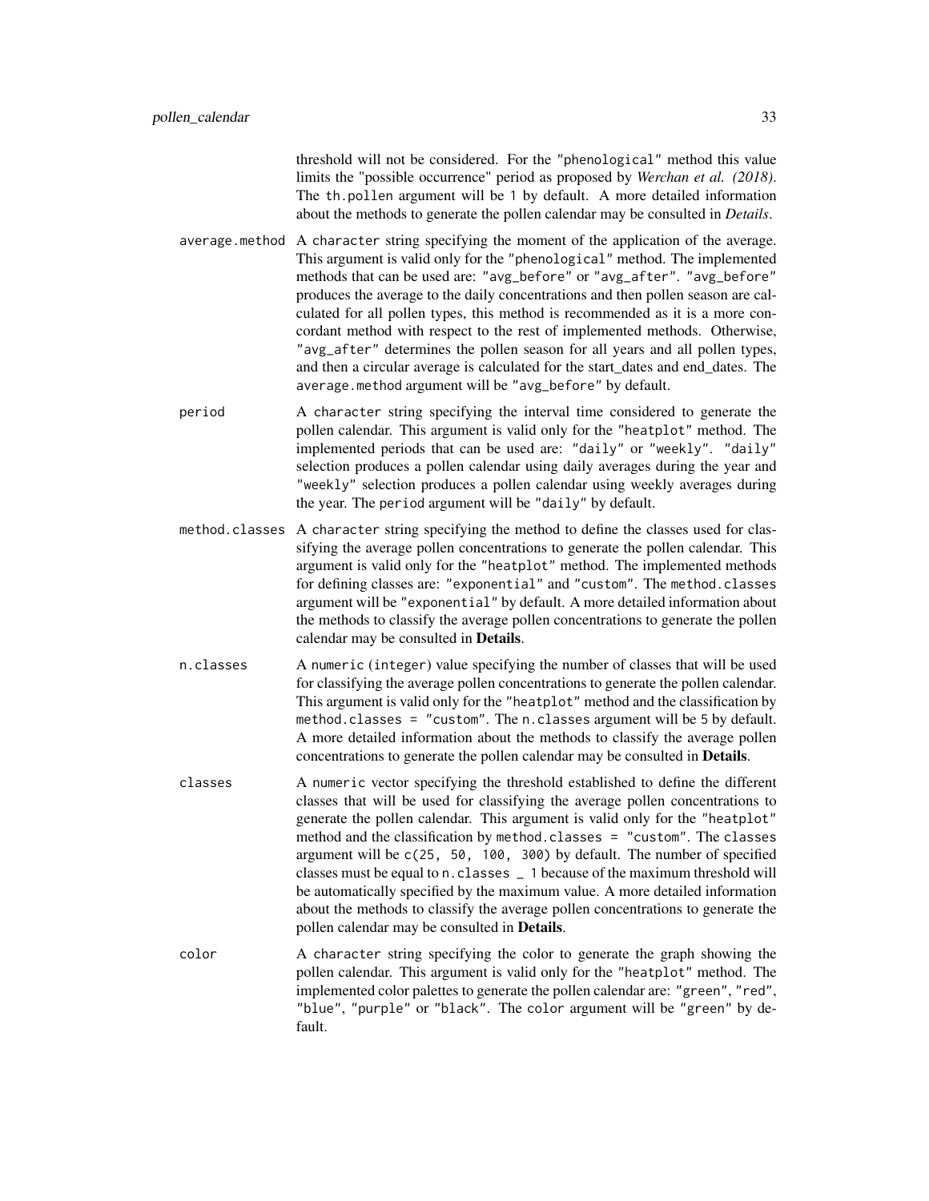threshold will not be considered. For the "phenological" method this value limits the "possible occurrence" period as proposed by *Werchan et al. (2018)*. The th.pollen argument will be 1 by default. A more detailed information about the methods to generate the pollen calendar may be consulted in *Details*.

average.method
: A character string specifying the moment of the application of the average. This argument is valid only for the "phenological" method. The implemented methods that can be used are: "avg_before" or "avg_after". "avg_before" produces the average to the daily concentrations and then pollen season are calculated for all pollen types, this method is recommended as it is a more concordant method with respect to the rest of implemented methods. Otherwise, "avg_after" determines the pollen season for all years and all pollen types, and then a circular average is calculated for the start_dates and end_dates. The average.method argument will be "avg_before" by default.

period
: A character string specifying the interval time considered to generate the pollen calendar. This argument is valid only for the "heatplot" method. The implemented periods that can be used are: "daily" or "weekly". "daily" selection produces a pollen calendar using daily averages during the year and "weekly" selection produces a pollen calendar using weekly averages during the year. The period argument will be "daily" by default.

method.classes
: A character string specifying the method to define the classes used for classifying the average pollen concentrations to generate the pollen calendar. This argument is valid only for the "heatplot" method. The implemented methods for defining classes are: "exponential" and "custom". The method.classes argument will be "exponential" by default. A more detailed information about the methods to classify the average pollen concentrations to generate the pollen calendar may be consulted in **Details**.

n.classes
: A numeric (integer) value specifying the number of classes that will be used for classifying the average pollen concentrations to generate the pollen calendar. This argument is valid only for the "heatplot" method and the classification by method.classes = "custom". The n.classes argument will be 5 by default. A more detailed information about the methods to classify the average pollen concentrations to generate the pollen calendar may be consulted in **Details**.

classes
: A numeric vector specifying the threshold established to define the different classes that will be used for classifying the average pollen concentrations to generate the pollen calendar. This argument is valid only for the "heatplot" method and the classification by method.classes = "custom". The classes argument will be c(25, 50, 100, 300) by default. The number of specified classes must be equal to n.classes _ 1 because of the maximum threshold will be automatically specified by the maximum value. A more detailed information about the methods to classify the average pollen concentrations to generate the pollen calendar may be consulted in **Details**.

color
: A character string specifying the color to generate the graph showing the pollen calendar. This argument is valid only for the "heatplot" method. The implemented color palettes to generate the pollen calendar are: "green", "red", "blue", "purple" or "black". The color argument will be "green" by default.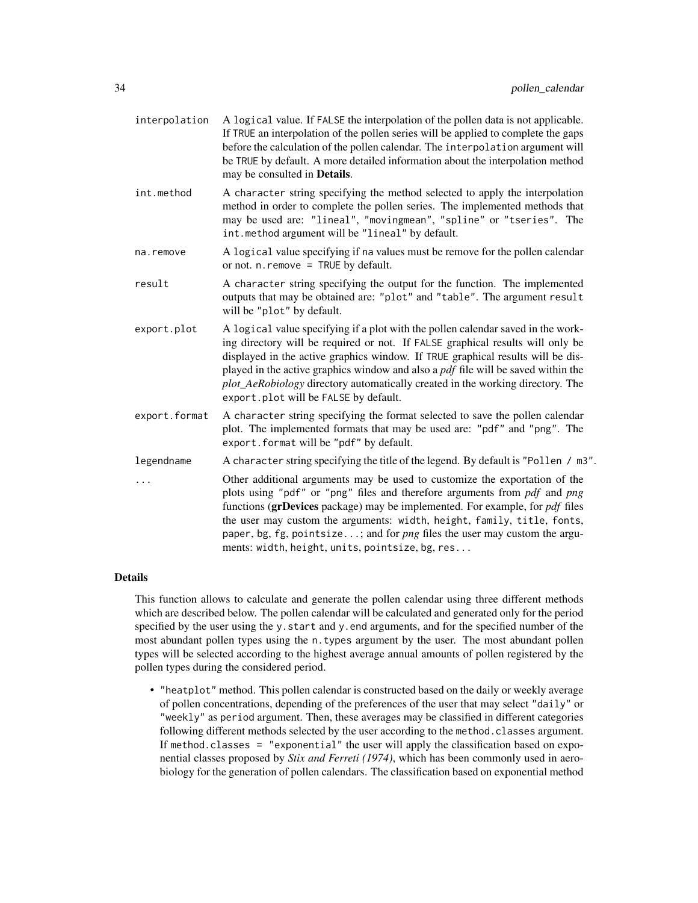**interpolation** A `logical` value. If `FALSE` the interpolation of the pollen data is not applicable. If `TRUE` an interpolation of the pollen series will be applied to complete the gaps before the calculation of the pollen calendar. The `interpolation` argument will be `TRUE` by default. A more detailed information about the interpolation method may be consulted in **Details**.

**int.method** A `character` string specifying the method selected to apply the interpolation method in order to complete the pollen series. The implemented methods that may be used are: `"lineal"`, `"movingmean"`, `"spline"` or `"tseries"`. The `int.method` argument will be `"lineal"` by default.

**na.remove** A `logical` value specifying if `na` values must be remove for the pollen calendar or not. `n.remove = TRUE` by default.

**result** A `character` string specifying the output for the function. The implemented outputs that may be obtained are: `"plot"` and `"table"`. The argument `result` will be `"plot"` by default.

**export.plot** A `logical` value specifying if a plot with the pollen calendar saved in the working directory will be required or not. If `FALSE` graphical results will only be displayed in the active graphics window. If `TRUE` graphical results will be displayed in the active graphics window and also a *pdf* file will be saved within the *plot_AeRobiology* directory automatically created in the working directory. The `export.plot` will be `FALSE` by default.

**export.format** A `character` string specifying the format selected to save the pollen calendar plot. The implemented formats that may be used are: `"pdf"` and `"png"`. The `export.format` will be `"pdf"` by default.

**legendname** A `character` string specifying the title of the legend. By default is `"Pollen / m3"`.

**...** Other additional arguments may be used to customize the exportation of the plots using `"pdf"` or `"png"` files and therefore arguments from *pdf* and *png* functions (**grDevices** package) may be implemented. For example, for *pdf* files the user may custom the arguments: `width`, `height`, `family`, `title`, `fonts`, `paper`, `bg`, `fg`, `pointsize...`; and for *png* files the user may custom the arguments: `width`, `height`, `units`, `pointsize`, `bg`, `res...`

## Details

This function allows to calculate and generate the pollen calendar using three different methods which are described below. The pollen calendar will be calculated and generated only for the period specified by the user using the `y.start` and `y.end` arguments, and for the specified number of the most abundant pollen types using the `n.types` argument by the user. The most abundant pollen types will be selected according to the highest average annual amounts of pollen registered by the pollen types during the considered period.

- `"heatplot"` method. This pollen calendar is constructed based on the daily or weekly average of pollen concentrations, depending of the preferences of the user that may select `"daily"` or `"weekly"` as `period` argument. Then, these averages may be classified in different categories following different methods selected by the user according to the `method.classes` argument. If `method.classes = "exponential"` the user will apply the classification based on exponential classes proposed by *Stix and Ferreti (1974)*, which has been commonly used in aerobiology for the generation of pollen calendars. The classification based on exponential method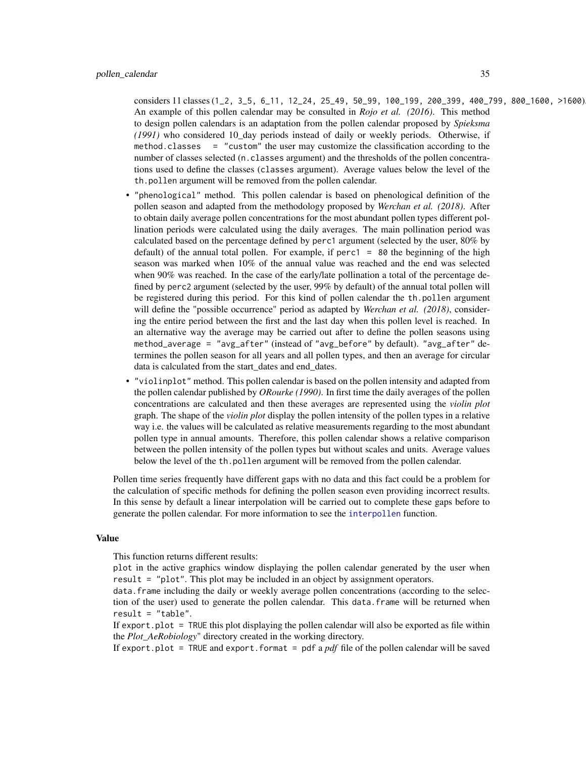considers 11 classes (`1_2, 3_5, 6_11, 12_24, 25_49, 50_99, 100_199, 200_399, 400_799, 800_1600, >1600`). An example of this pollen calendar may be consulted in *Rojo et al. (2016)*. This method to design pollen calendars is an adaptation from the pollen calendar proposed by *Spieksma (1991)* who considered 10_day periods instead of daily or weekly periods. Otherwise, if `method.classes = "custom"` the user may customize the classification according to the number of classes selected (`n.classes` argument) and the thresholds of the pollen concentrations used to define the classes (`classes` argument). Average values below the level of the `th.pollen` argument will be removed from the pollen calendar.

- `"phenological"` method. This pollen calendar is based on phenological definition of the pollen season and adapted from the methodology proposed by *Werchan et al. (2018)*. After to obtain daily average pollen concentrations for the most abundant pollen types different pollination periods were calculated using the daily averages. The main pollination period was calculated based on the percentage defined by `perc1` argument (selected by the user, 80% by default) of the annual total pollen. For example, if `perc1 = 80` the beginning of the high season was marked when 10% of the annual value was reached and the end was selected when 90% was reached. In the case of the early/late pollination a total of the percentage defined by `perc2` argument (selected by the user, 99% by default) of the annual total pollen will be registered during this period. For this kind of pollen calendar the `th.pollen` argument will define the "possible occurrence" period as adapted by *Werchan et al. (2018)*, considering the entire period between the first and the last day when this pollen level is reached. In an alternative way the average may be carried out after to define the pollen seasons using `method_average = "avg_after"` (instead of `"avg_before"` by default). `"avg_after"` determines the pollen season for all years and all pollen types, and then an average for circular data is calculated from the start_dates and end_dates.
- `"violinplot"` method. This pollen calendar is based on the pollen intensity and adapted from the pollen calendar published by *ORourke (1990)*. In first time the daily averages of the pollen concentrations are calculated and then these averages are represented using the *violin plot* graph. The shape of the *violin plot* display the pollen intensity of the pollen types in a relative way i.e. the values will be calculated as relative measurements regarding to the most abundant pollen type in annual amounts. Therefore, this pollen calendar shows a relative comparison between the pollen intensity of the pollen types but without scales and units. Average values below the level of the `th.pollen` argument will be removed from the pollen calendar.

Pollen time series frequently have different gaps with no data and this fact could be a problem for the calculation of specific methods for defining the pollen season even providing incorrect results. In this sense by default a linear interpolation will be carried out to complete these gaps before to generate the pollen calendar. For more information to see the `interpollen` function.

## Value

This function returns different results:

`plot` in the active graphics window displaying the pollen calendar generated by the user when `result = "plot"`. This plot may be included in an object by assignment operators.

`data.frame` including the daily or weekly average pollen concentrations (according to the selection of the user) used to generate the pollen calendar. This `data.frame` will be returned when `result = "table"`.

If `export.plot = TRUE` this plot displaying the pollen calendar will also be exported as file within the *Plot_AeRobiology*" directory created in the working directory.

If `export.plot = TRUE` and `export.format = pdf` a *pdf* file of the pollen calendar will be saved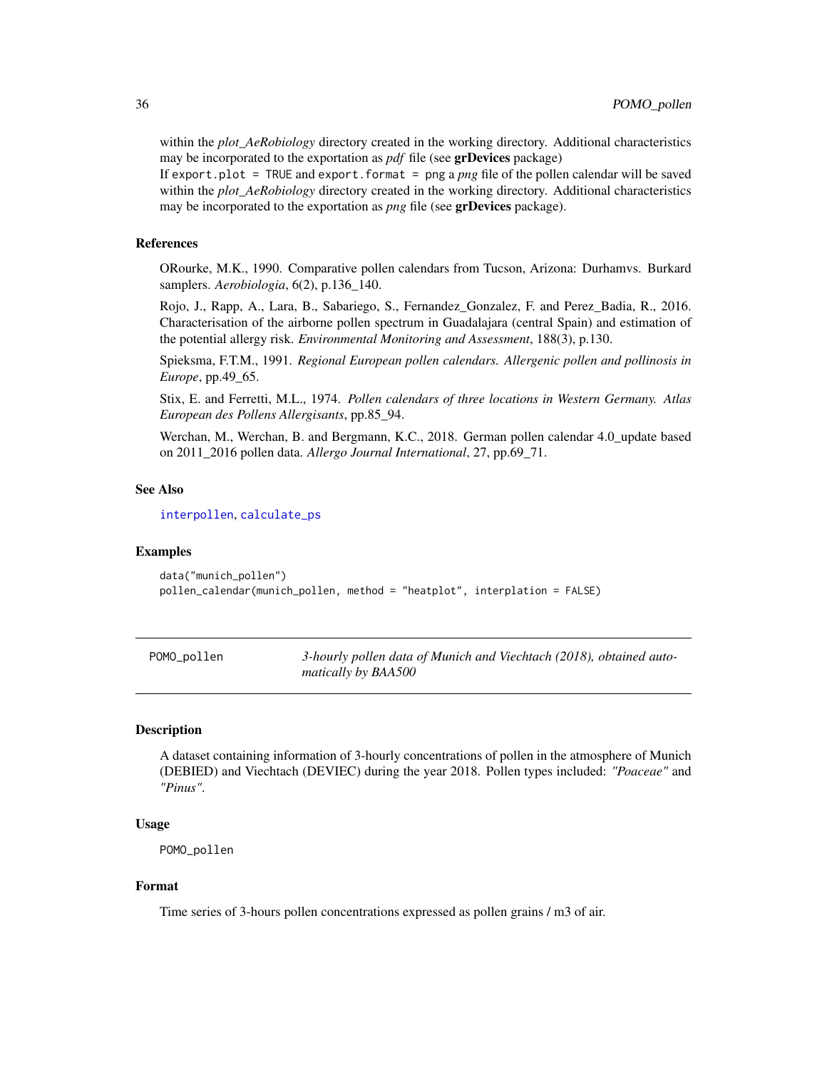within the *plot_AeRobiology* directory created in the working directory. Additional characteristics may be incorporated to the exportation as *pdf* file (see **grDevices** package)

If `export.plot = TRUE` and `export.format = png` a *png* file of the pollen calendar will be saved within the *plot_AeRobiology* directory created in the working directory. Additional characteristics may be incorporated to the exportation as *png* file (see **grDevices** package).

### References

ORourke, M.K., 1990. Comparative pollen calendars from Tucson, Arizona: Durhamvs. Burkard samplers. *Aerobiologia*, 6(2), p.136_140.

Rojo, J., Rapp, A., Lara, B., Sabariego, S., Fernandez_Gonzalez, F. and Perez_Badia, R., 2016. Characterisation of the airborne pollen spectrum in Guadalajara (central Spain) and estimation of the potential allergy risk. *Environmental Monitoring and Assessment*, 188(3), p.130.

Spieksma, F.T.M., 1991. *Regional European pollen calendars. Allergenic pollen and pollinosis in Europe*, pp.49_65.

Stix, E. and Ferretti, M.L., 1974. *Pollen calendars of three locations in Western Germany. Atlas European des Pollens Allergisants*, pp.85_94.

Werchan, M., Werchan, B. and Bergmann, K.C., 2018. German pollen calendar 4.0_update based on 2011_2016 pollen data. *Allergo Journal International*, 27, pp.69_71.

### See Also

`interpollen`, `calculate_ps`

### Examples

```
data("munich_pollen")
pollen_calendar(munich_pollen, method = "heatplot", interplation = FALSE)
```

---

## POMO_pollen — *3-hourly pollen data of Munich and Viechtach (2018), obtained automatically by BAA500*

### Description

A dataset containing information of 3-hourly concentrations of pollen in the atmosphere of Munich (DEBIED) and Viechtach (DEVIEC) during the year 2018. Pollen types included: *"Poaceae"* and *"Pinus"*.

### Usage

```
POMO_pollen
```

### Format

Time series of 3-hours pollen concentrations expressed as pollen grains / m3 of air.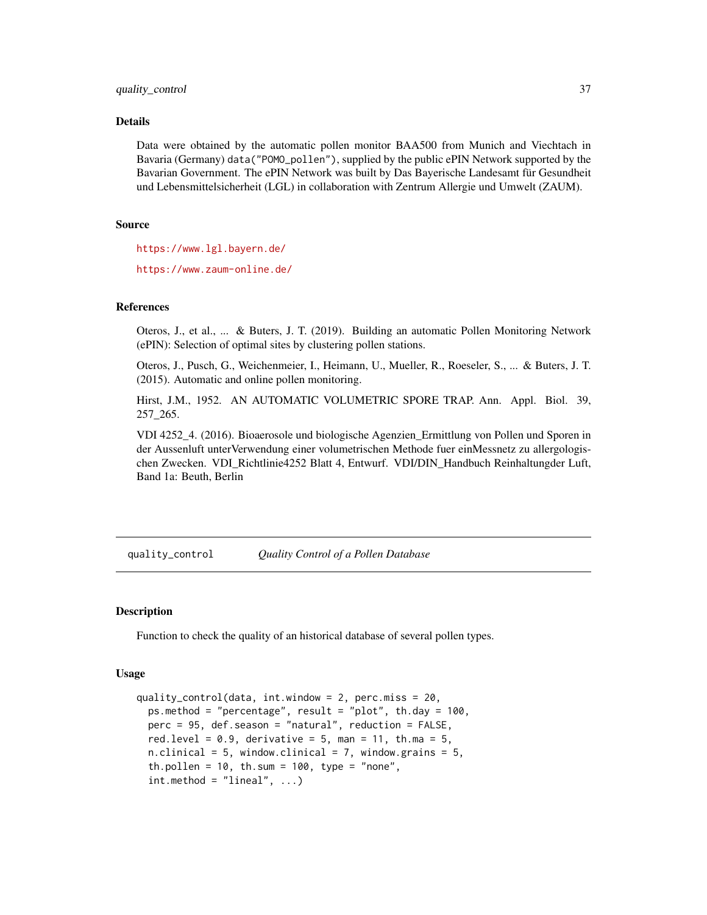### Details

Data were obtained by the automatic pollen monitor BAA500 from Munich and Viechtach in Bavaria (Germany) `data("POMO_pollen")`, supplied by the public ePIN Network supported by the Bavarian Government. The ePIN Network was built by Das Bayerische Landesamt für Gesundheit und Lebensmittelsicherheit (LGL) in collaboration with Zentrum Allergie und Umwelt (ZAUM).

### Source

https://www.lgl.bayern.de/

https://www.zaum-online.de/

### References

Oteros, J., et al., ... & Buters, J. T. (2019). Building an automatic Pollen Monitoring Network (ePIN): Selection of optimal sites by clustering pollen stations.

Oteros, J., Pusch, G., Weichenmeier, I., Heimann, U., Mueller, R., Roeseler, S., ... & Buters, J. T. (2015). Automatic and online pollen monitoring.

Hirst, J.M., 1952. AN AUTOMATIC VOLUMETRIC SPORE TRAP. Ann. Appl. Biol. 39, 257_265.

VDI 4252_4. (2016). Bioaerosole und biologische Agenzien_Ermittlung von Pollen und Sporen in der Aussenluft unterVerwendung einer volumetrischen Methode fuer einMessnetz zu allergologischen Zwecken. VDI_Richtlinie4252 Blatt 4, Entwurf. VDI/DIN_Handbuch Reinhaltungder Luft, Band 1a: Beuth, Berlin

---

## quality_control — *Quality Control of a Pollen Database*

### Description

Function to check the quality of an historical database of several pollen types.

### Usage

```
quality_control(data, int.window = 2, perc.miss = 20,
  ps.method = "percentage", result = "plot", th.day = 100,
  perc = 95, def.season = "natural", reduction = FALSE,
  red.level = 0.9, derivative = 5, man = 11, th.ma = 5,
  n.clinical = 5, window.clinical = 7, window.grains = 5,
  th.pollen = 10, th.sum = 100, type = "none",
  int.method = "lineal", ...)
```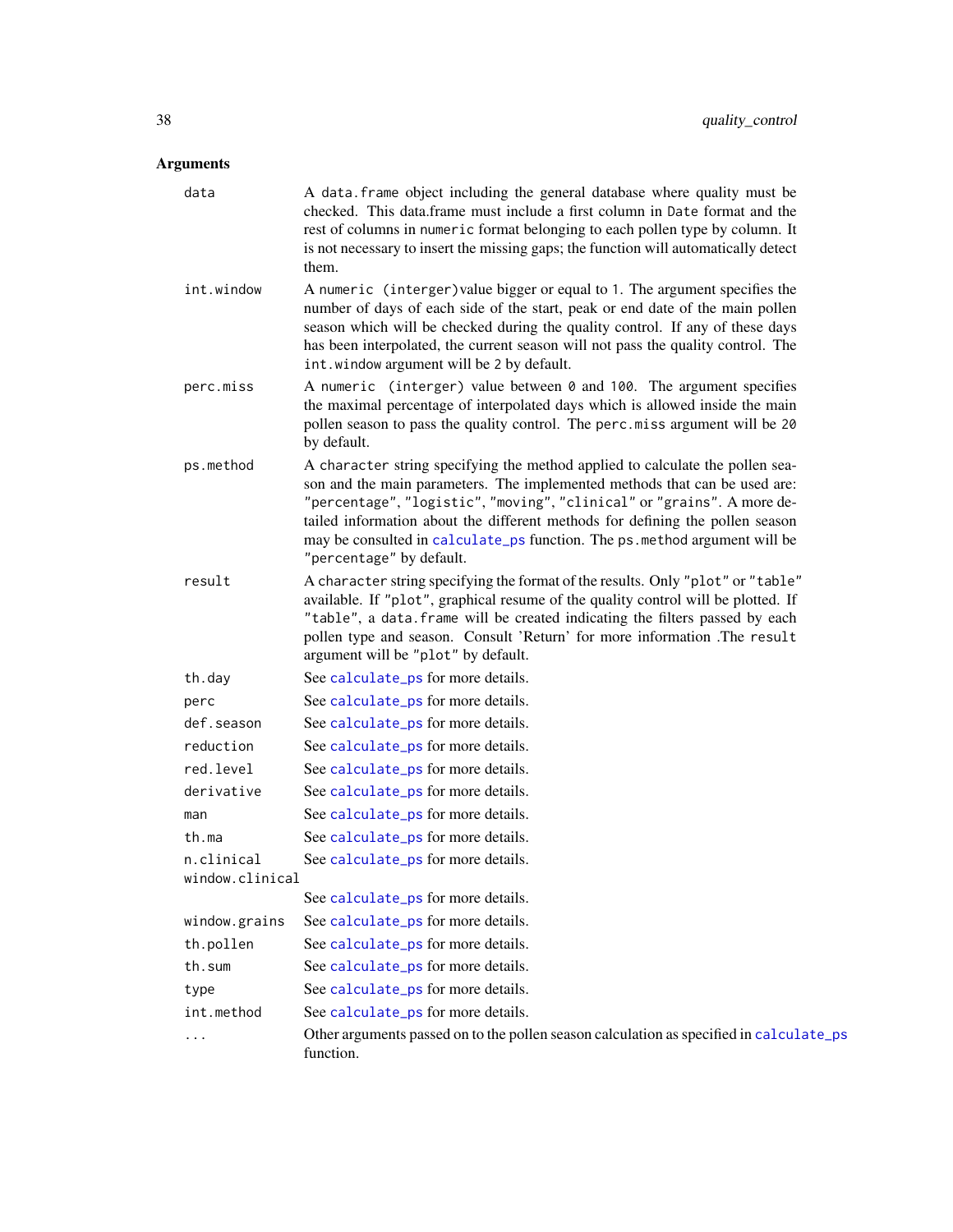## Arguments

| Argument | Description |
|---|---|
| `data` | A `data.frame` object including the general database where quality must be checked. This data.frame must include a first column in `Date` format and the rest of columns in `numeric` format belonging to each pollen type by column. It is not necessary to insert the missing gaps; the function will automatically detect them. |
| `int.window` | A `numeric (interger)`value bigger or equal to `1`. The argument specifies the number of days of each side of the start, peak or end date of the main pollen season which will be checked during the quality control. If any of these days has been interpolated, the current season will not pass the quality control. The `int.window` argument will be `2` by default. |
| `perc.miss` | A `numeric (interger)` value between `0` and `100`. The argument specifies the maximal percentage of interpolated days which is allowed inside the main pollen season to pass the quality control. The `perc.miss` argument will be `20` by default. |
| `ps.method` | A `character` string specifying the method applied to calculate the pollen season and the main parameters. The implemented methods that can be used are: `"percentage"`, `"logistic"`, `"moving"`, `"clinical"` or `"grains"`. A more detailed information about the different methods for defining the pollen season may be consulted in calculate_ps function. The `ps.method` argument will be `"percentage"` by default. |
| `result` | A `character` string specifying the format of the results. Only `"plot"` or `"table"` available. If `"plot"`, graphical resume of the quality control will be plotted. If `"table"`, a `data.frame` will be created indicating the filters passed by each pollen type and season. Consult 'Return' for more information .The `result` argument will be `"plot"` by default. |
| `th.day` | See calculate_ps for more details. |
| `perc` | See calculate_ps for more details. |
| `def.season` | See calculate_ps for more details. |
| `reduction` | See calculate_ps for more details. |
| `red.level` | See calculate_ps for more details. |
| `derivative` | See calculate_ps for more details. |
| `man` | See calculate_ps for more details. |
| `th.ma` | See calculate_ps for more details. |
| `n.clinical` | See calculate_ps for more details. |
| `window.clinical` | See calculate_ps for more details. |
| `window.grains` | See calculate_ps for more details. |
| `th.pollen` | See calculate_ps for more details. |
| `th.sum` | See calculate_ps for more details. |
| `type` | See calculate_ps for more details. |
| `int.method` | See calculate_ps for more details. |
| `...` | Other arguments passed on to the pollen season calculation as specified in calculate_ps function. |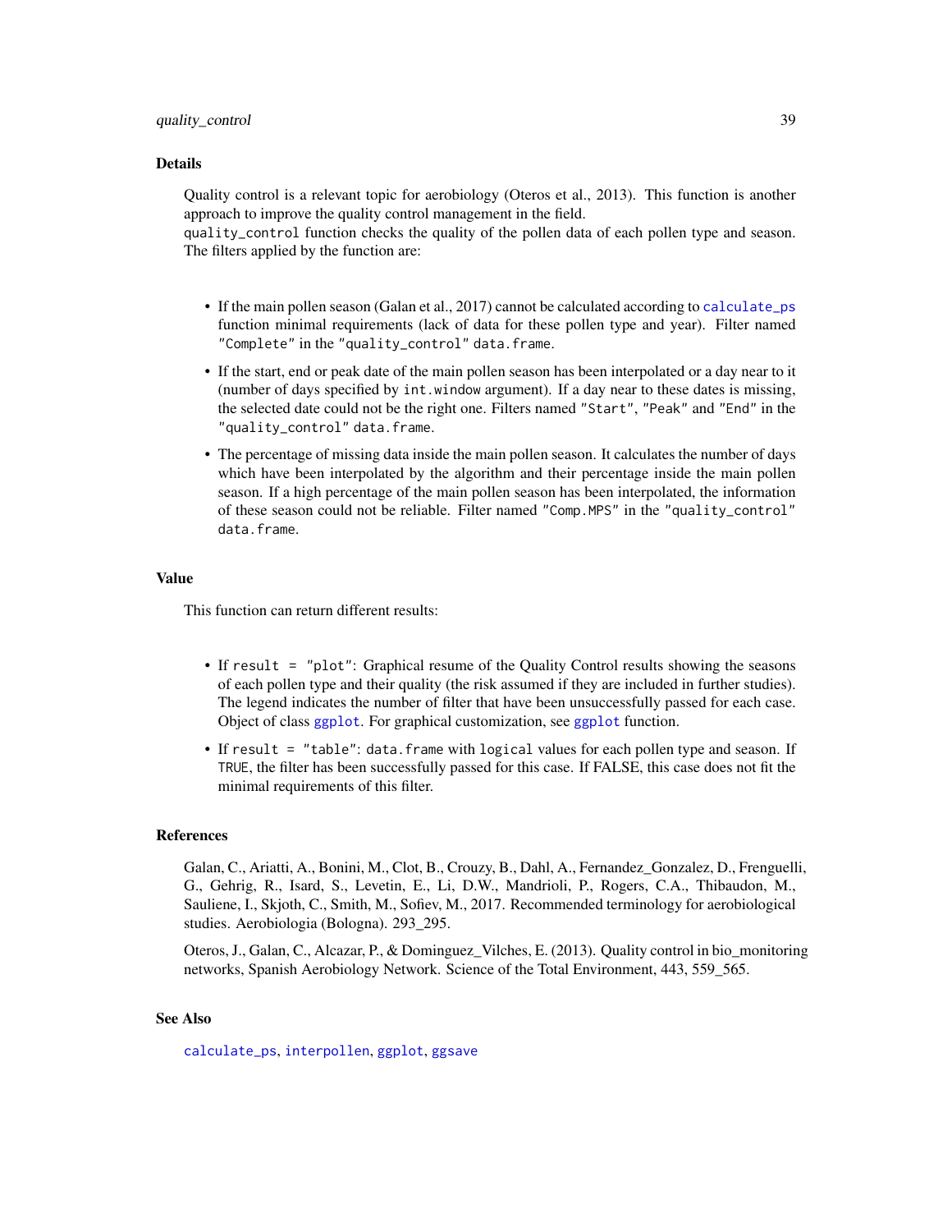## Details

Quality control is a relevant topic for aerobiology (Oteros et al., 2013). This function is another approach to improve the quality control management in the field.
`quality_control` function checks the quality of the pollen data of each pollen type and season. The filters applied by the function are:

- If the main pollen season (Galan et al., 2017) cannot be calculated according to `calculate_ps` function minimal requirements (lack of data for these pollen type and year). Filter named `"Complete"` in the `"quality_control"` `data.frame`.
- If the start, end or peak date of the main pollen season has been interpolated or a day near to it (number of days specified by `int.window` argument). If a day near to these dates is missing, the selected date could not be the right one. Filters named `"Start"`, `"Peak"` and `"End"` in the `"quality_control"` `data.frame`.
- The percentage of missing data inside the main pollen season. It calculates the number of days which have been interpolated by the algorithm and their percentage inside the main pollen season. If a high percentage of the main pollen season has been interpolated, the information of these season could not be reliable. Filter named `"Comp.MPS"` in the `"quality_control"` `data.frame`.

## Value

This function can return different results:

- If `result = "plot"`: Graphical resume of the Quality Control results showing the seasons of each pollen type and their quality (the risk assumed if they are included in further studies). The legend indicates the number of filter that have been unsuccessfully passed for each case. Object of class `ggplot`. For graphical customization, see `ggplot` function.
- If `result = "table"`: `data.frame` with `logical` values for each pollen type and season. If `TRUE`, the filter has been successfully passed for this case. If FALSE, this case does not fit the minimal requirements of this filter.

## References

Galan, C., Ariatti, A., Bonini, M., Clot, B., Crouzy, B., Dahl, A., Fernandez_Gonzalez, D., Frenguelli, G., Gehrig, R., Isard, S., Levetin, E., Li, D.W., Mandrioli, P., Rogers, C.A., Thibaudon, M., Sauliene, I., Skjoth, C., Smith, M., Sofiev, M., 2017. Recommended terminology for aerobiological studies. Aerobiologia (Bologna). 293_295.

Oteros, J., Galan, C., Alcazar, P., & Dominguez_Vilches, E. (2013). Quality control in bio_monitoring networks, Spanish Aerobiology Network. Science of the Total Environment, 443, 559_565.

## See Also

`calculate_ps`, `interpollen`, `ggplot`, `ggsave`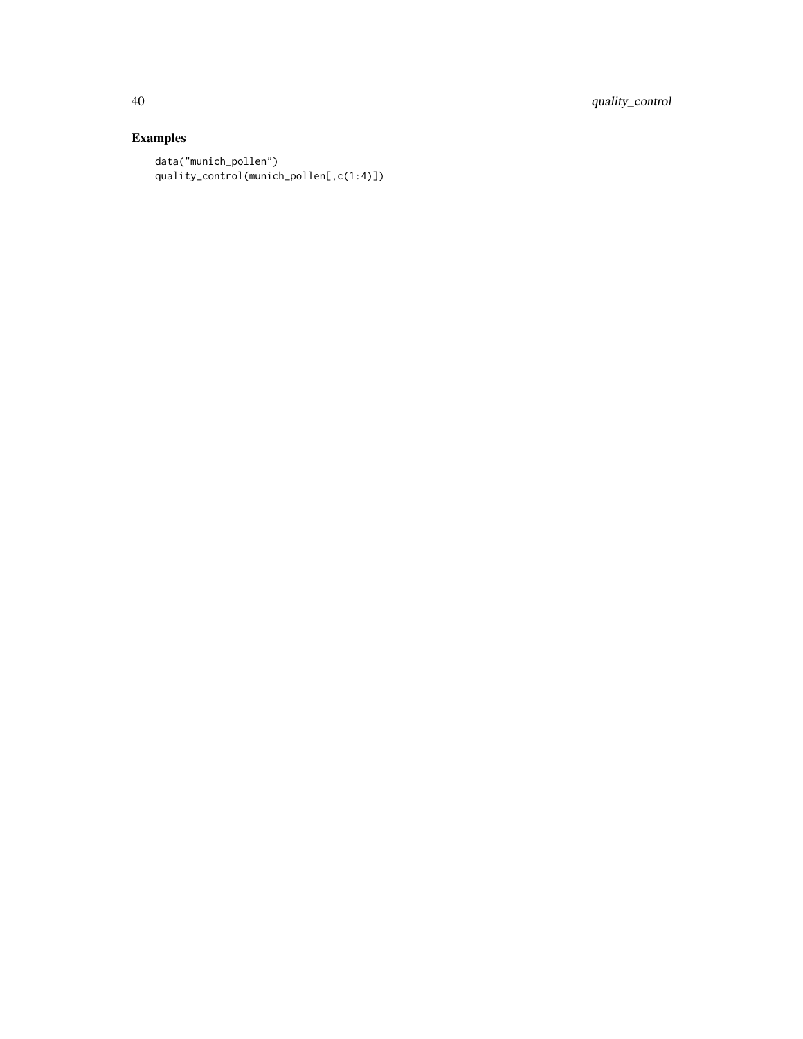## Examples

```
data("munich_pollen")
quality_control(munich_pollen[,c(1:4)])
```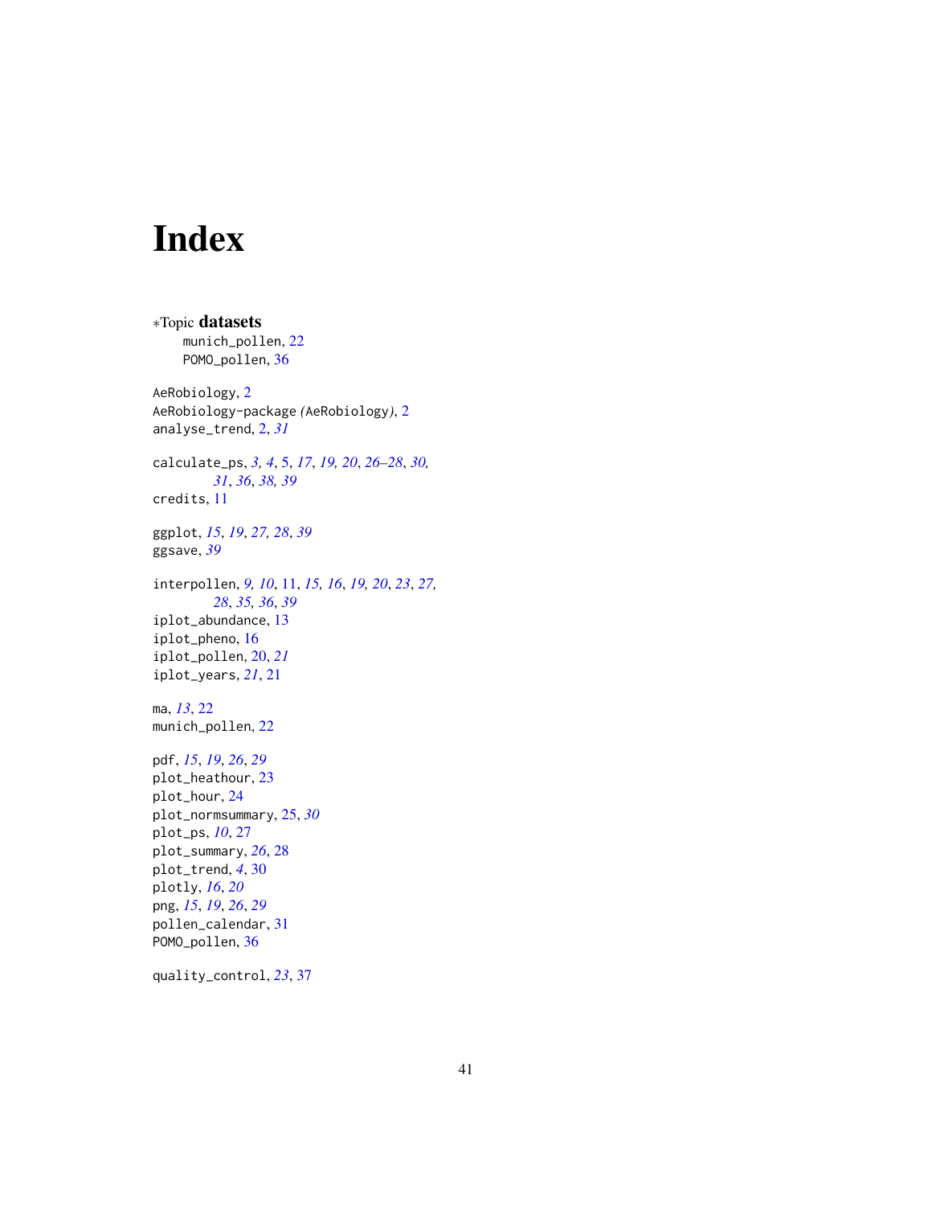# Index

∗Topic **datasets**

munich_pollen, 22
POMO_pollen, 36

AeRobiology, 2
AeRobiology-package *(*AeRobiology*)*, 2
analyse_trend, 2, *31*

calculate_ps, *3, 4*, 5, *17*, *19, 20*, *26–28*, *30, 31*, *36*, *38, 39*
credits, 11

ggplot, *15*, *19*, *27, 28*, *39*
ggsave, *39*

interpollen, *9, 10*, 11, *15, 16*, *19, 20*, *23*, *27, 28*, *35, 36*, *39*
iplot_abundance, 13
iplot_pheno, 16
iplot_pollen, 20, *21*
iplot_years, *21*, 21

ma, *13*, 22
munich_pollen, 22

pdf, *15*, *19*, *26*, *29*
plot_heathour, 23
plot_hour, 24
plot_normsummary, 25, *30*
plot_ps, *10*, 27
plot_summary, *26*, 28
plot_trend, *4*, 30
plotly, *16*, *20*
png, *15*, *19*, *26*, *29*
pollen_calendar, 31
POMO_pollen, 36

quality_control, *23*, 37